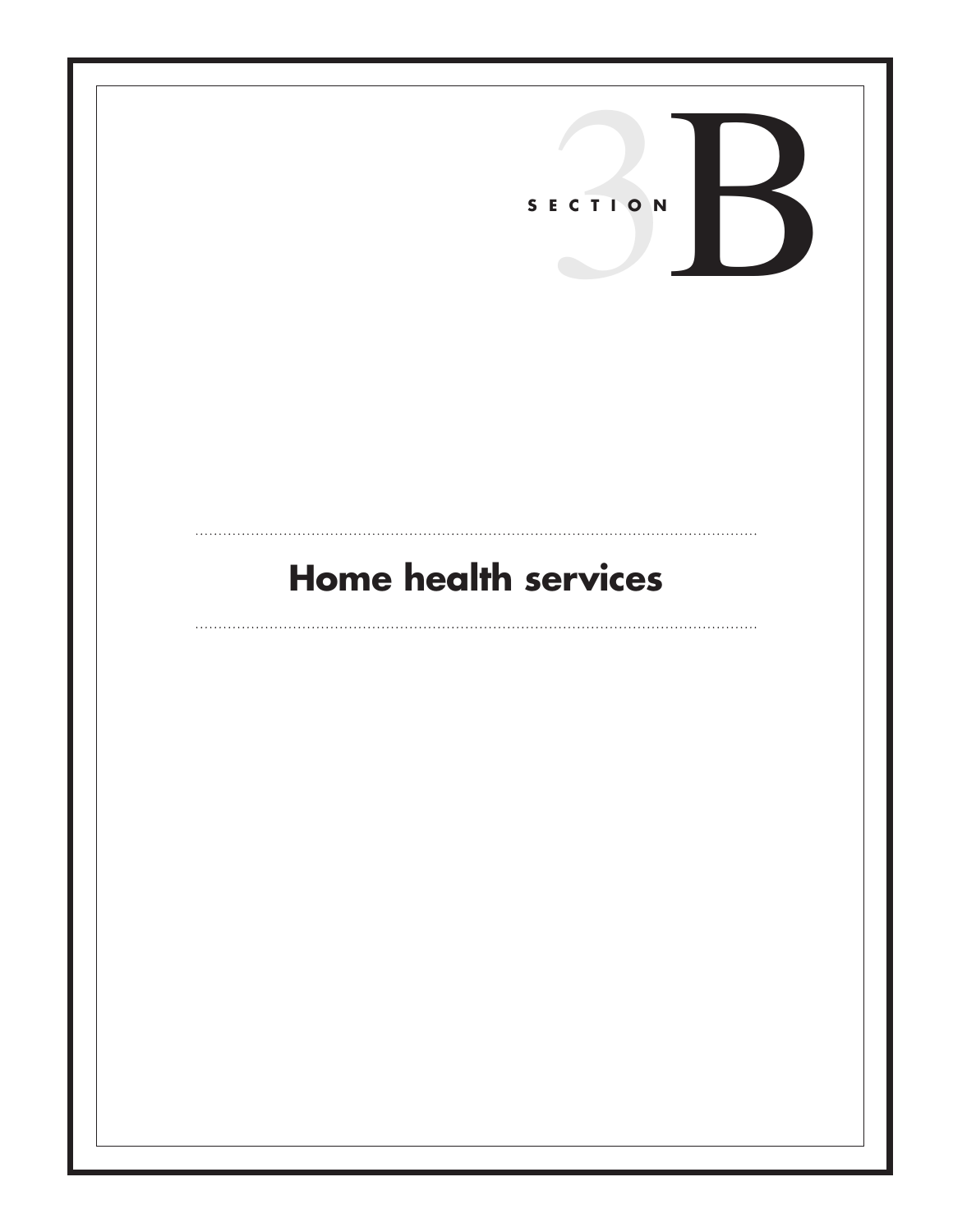# SECTION 3B

# Home health services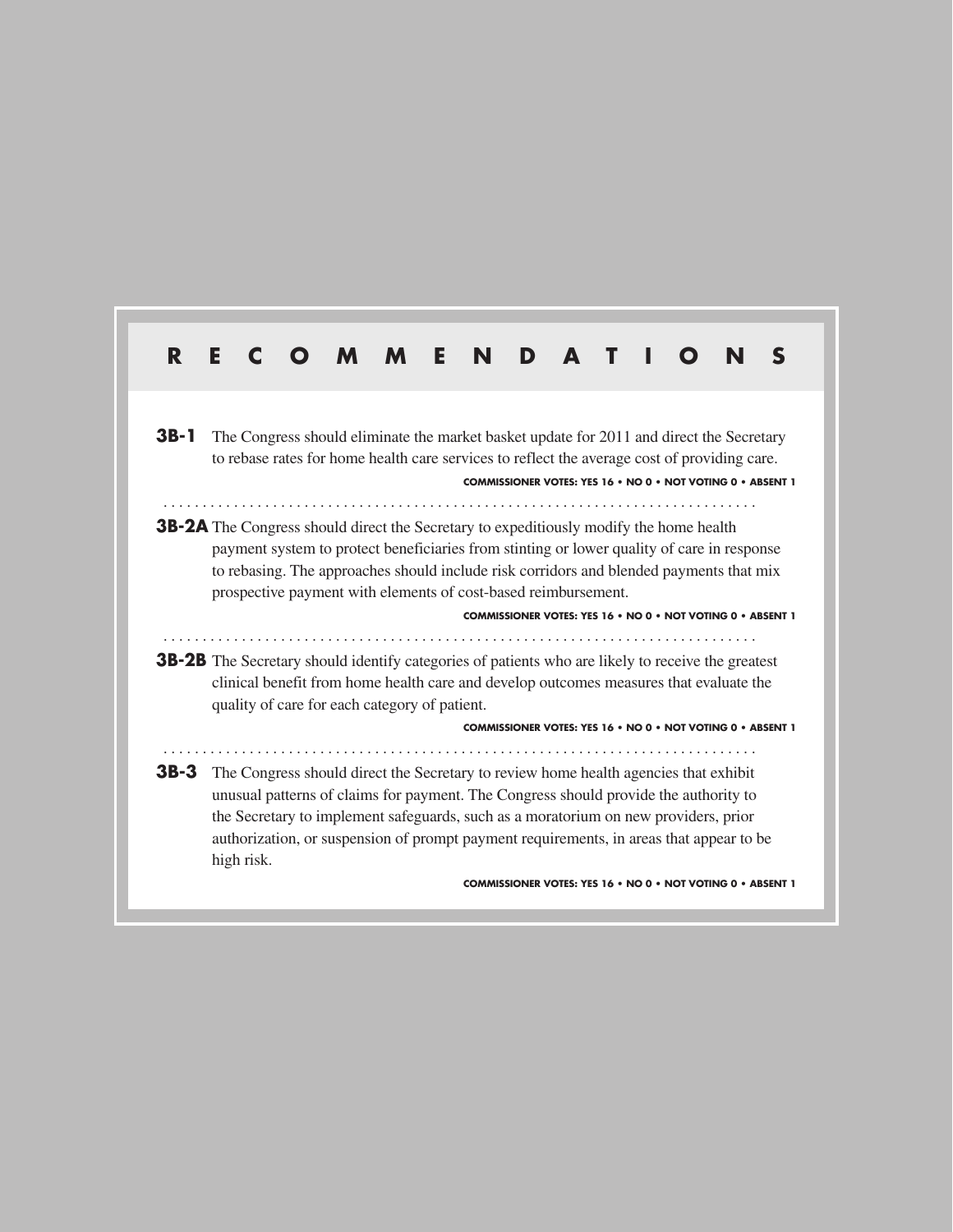# RECOMMENDATIONS

**3B-1** The Congress should eliminate the market basket update for 2011 and direct the Secretary to rebase rates for home health care services to reflect the average cost of providing care.

**COMMISSIONER VOTES: YES 16 • NO 0 • NOT VOTING 0 • ABSENT 1**

---

**3B-2A** The Congress should direct the Secretary to expeditiously modify the home health payment system to protect beneficiaries from stinting or lower quality of care in response to rebasing. The approaches should include risk corridors and blended payments that mix prospective payment with elements of cost-based reimbursement.

**COMMISSIONER VOTES: YES 16 • NO 0 • NOT VOTING 0 • ABSENT 1**

---

**3B-2B** The Secretary should identify categories of patients who are likely to receive the greatest clinical benefit from home health care and develop outcomes measures that evaluate the quality of care for each category of patient.

**COMMISSIONER VOTES: YES 16 • NO 0 • NOT VOTING 0 • ABSENT 1**

---

**3B-3** The Congress should direct the Secretary to review home health agencies that exhibit unusual patterns of claims for payment. The Congress should provide the authority to the Secretary to implement safeguards, such as a moratorium on new providers, prior authorization, or suspension of prompt payment requirements, in areas that appear to be high risk.

**COMMISSIONER VOTES: YES 16 • NO 0 • NOT VOTING 0 • ABSENT 1**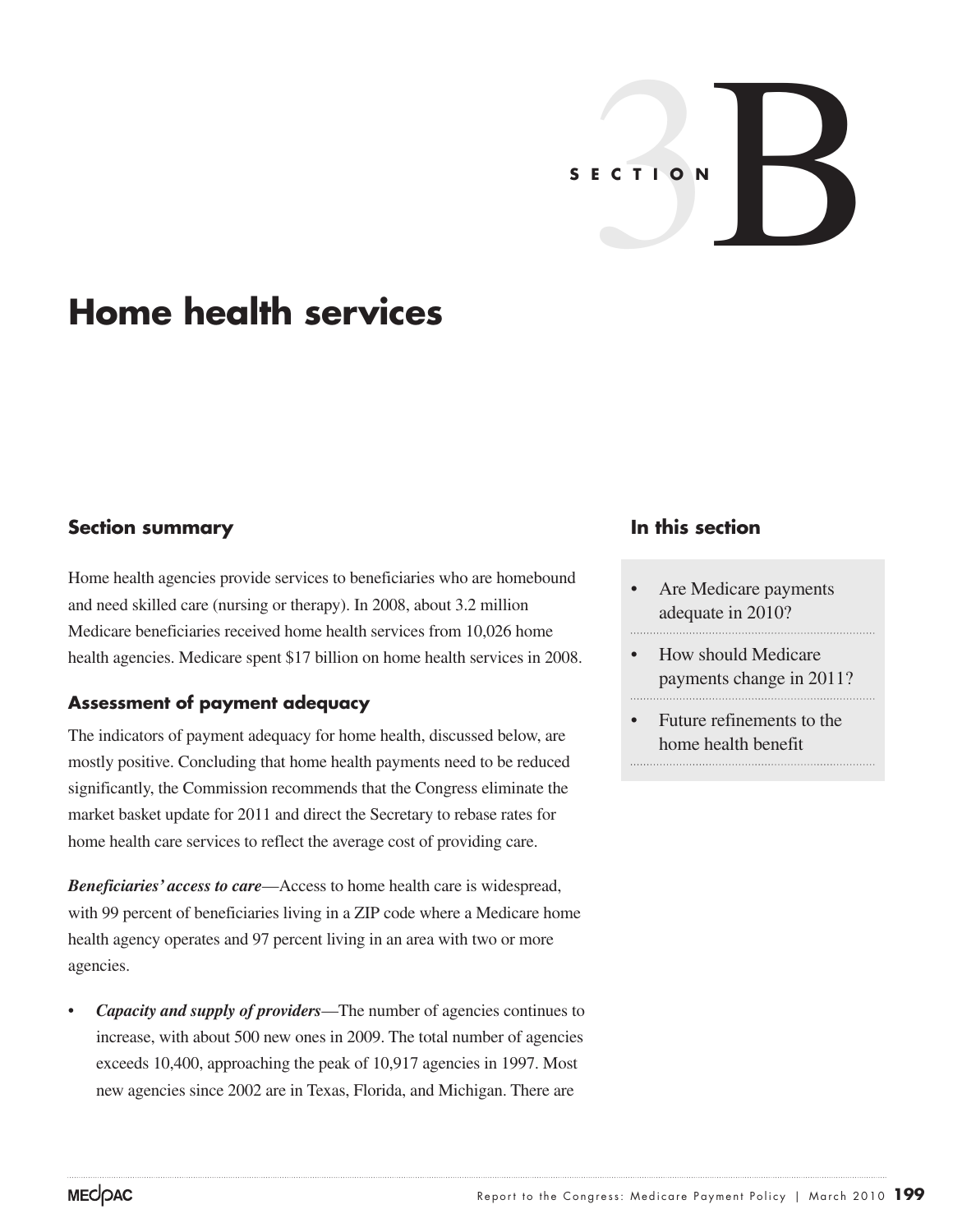# SECTION 3B

# Home health services

## Section summary

Home health agencies provide services to beneficiaries who are homebound and need skilled care (nursing or therapy). In 2008, about 3.2 million Medicare beneficiaries received home health services from 10,026 home health agencies. Medicare spent $17 billion on home health services in 2008.

### Assessment of payment adequacy

The indicators of payment adequacy for home health, discussed below, are mostly positive. Concluding that home health payments need to be reduced significantly, the Commission recommends that the Congress eliminate the market basket update for 2011 and direct the Secretary to rebase rates for home health care services to reflect the average cost of providing care.

***Beneficiaries' access to care***—Access to home health care is widespread, with 99 percent of beneficiaries living in a ZIP code where a Medicare home health agency operates and 97 percent living in an area with two or more agencies.

- ***Capacity and supply of providers***—The number of agencies continues to increase, with about 500 new ones in 2009. The total number of agencies exceeds 10,400, approaching the peak of 10,917 agencies in 1997. Most new agencies since 2002 are in Texas, Florida, and Michigan. There are

## In this section

- Are Medicare payments adequate in 2010?
- How should Medicare payments change in 2011?
- Future refinements to the home health benefit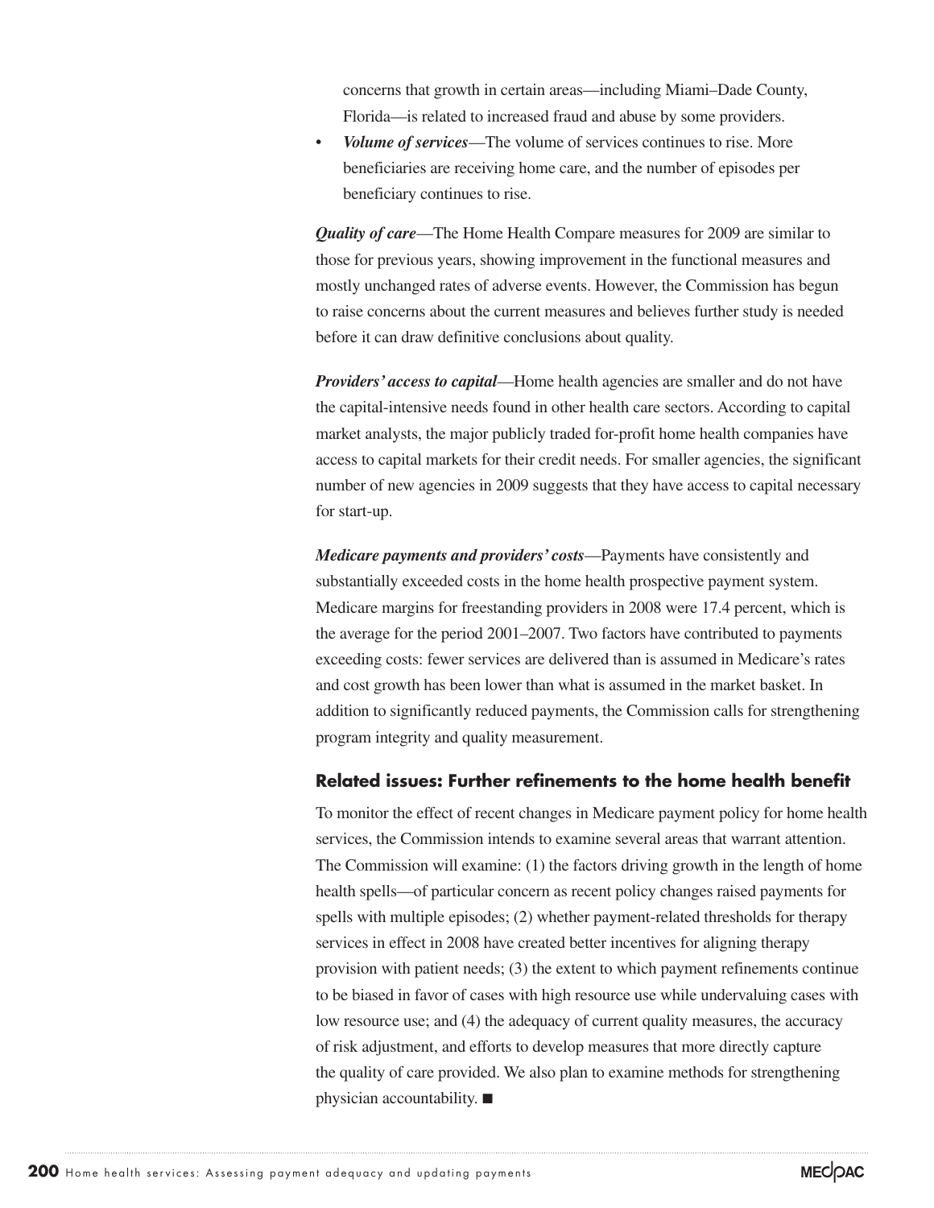concerns that growth in certain areas—including Miami–Dade County, Florida—is related to increased fraud and abuse by some providers.

- ***Volume of services***—The volume of services continues to rise. More beneficiaries are receiving home care, and the number of episodes per beneficiary continues to rise.

***Quality of care***—The Home Health Compare measures for 2009 are similar to those for previous years, showing improvement in the functional measures and mostly unchanged rates of adverse events. However, the Commission has begun to raise concerns about the current measures and believes further study is needed before it can draw definitive conclusions about quality.

***Providers' access to capital***—Home health agencies are smaller and do not have the capital-intensive needs found in other health care sectors. According to capital market analysts, the major publicly traded for-profit home health companies have access to capital markets for their credit needs. For smaller agencies, the significant number of new agencies in 2009 suggests that they have access to capital necessary for start-up.

***Medicare payments and providers' costs***—Payments have consistently and substantially exceeded costs in the home health prospective payment system. Medicare margins for freestanding providers in 2008 were 17.4 percent, which is the average for the period 2001–2007. Two factors have contributed to payments exceeding costs: fewer services are delivered than is assumed in Medicare's rates and cost growth has been lower than what is assumed in the market basket. In addition to significantly reduced payments, the Commission calls for strengthening program integrity and quality measurement.

### Related issues: Further refinements to the home health benefit

To monitor the effect of recent changes in Medicare payment policy for home health services, the Commission intends to examine several areas that warrant attention. The Commission will examine: (1) the factors driving growth in the length of home health spells—of particular concern as recent policy changes raised payments for spells with multiple episodes; (2) whether payment-related thresholds for therapy services in effect in 2008 have created better incentives for aligning therapy provision with patient needs; (3) the extent to which payment refinements continue to be biased in favor of cases with high resource use while undervaluing cases with low resource use; and (4) the adequacy of current quality measures, the accuracy of risk adjustment, and efforts to develop measures that more directly capture the quality of care provided. We also plan to examine methods for strengthening physician accountability. ■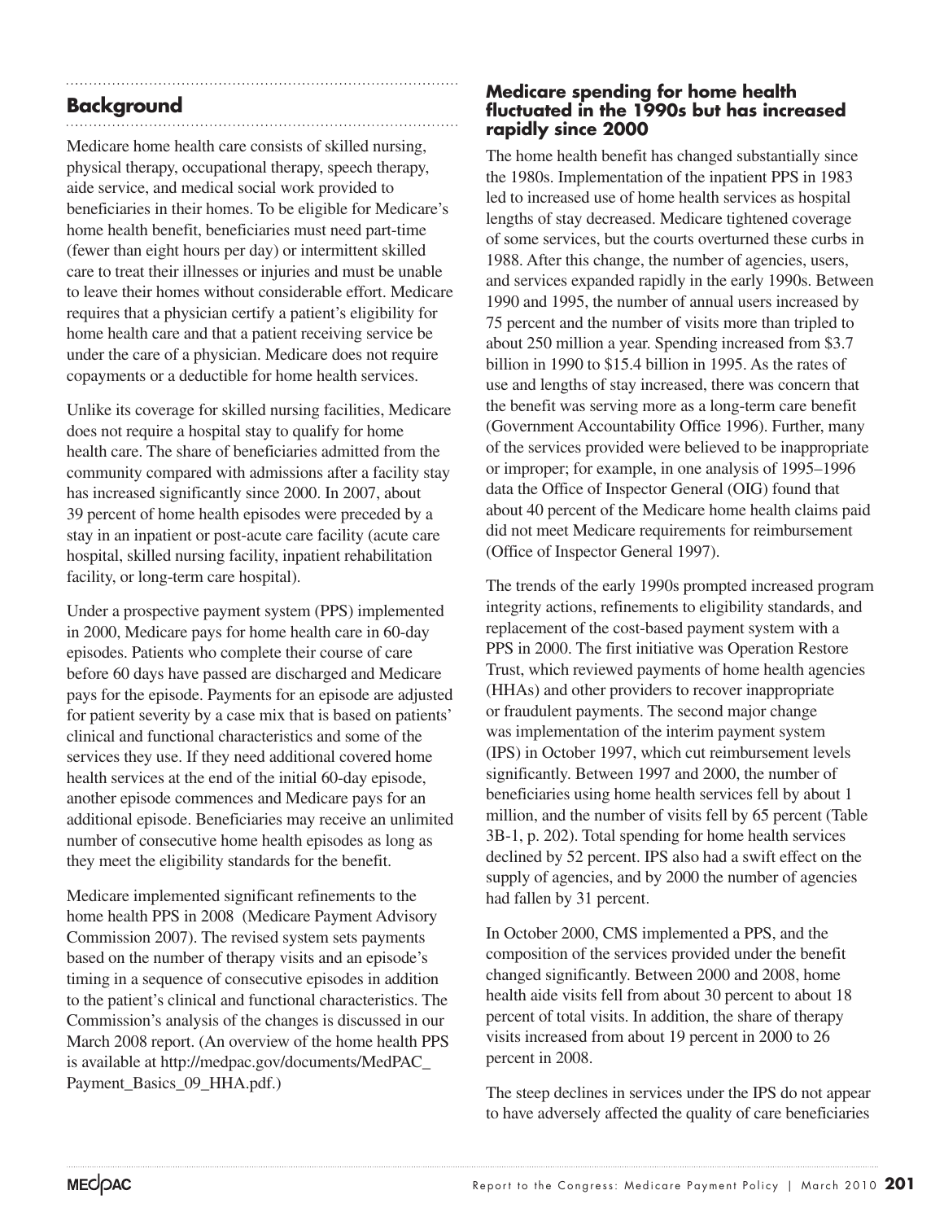## Background

Medicare home health care consists of skilled nursing, physical therapy, occupational therapy, speech therapy, aide service, and medical social work provided to beneficiaries in their homes. To be eligible for Medicare's home health benefit, beneficiaries must need part-time (fewer than eight hours per day) or intermittent skilled care to treat their illnesses or injuries and must be unable to leave their homes without considerable effort. Medicare requires that a physician certify a patient's eligibility for home health care and that a patient receiving service be under the care of a physician. Medicare does not require copayments or a deductible for home health services.

Unlike its coverage for skilled nursing facilities, Medicare does not require a hospital stay to qualify for home health care. The share of beneficiaries admitted from the community compared with admissions after a facility stay has increased significantly since 2000. In 2007, about 39 percent of home health episodes were preceded by a stay in an inpatient or post-acute care facility (acute care hospital, skilled nursing facility, inpatient rehabilitation facility, or long-term care hospital).

Under a prospective payment system (PPS) implemented in 2000, Medicare pays for home health care in 60-day episodes. Patients who complete their course of care before 60 days have passed are discharged and Medicare pays for the episode. Payments for an episode are adjusted for patient severity by a case mix that is based on patients' clinical and functional characteristics and some of the services they use. If they need additional covered home health services at the end of the initial 60-day episode, another episode commences and Medicare pays for an additional episode. Beneficiaries may receive an unlimited number of consecutive home health episodes as long as they meet the eligibility standards for the benefit.

Medicare implemented significant refinements to the home health PPS in 2008 (Medicare Payment Advisory Commission 2007). The revised system sets payments based on the number of therapy visits and an episode's timing in a sequence of consecutive episodes in addition to the patient's clinical and functional characteristics. The Commission's analysis of the changes is discussed in our March 2008 report. (An overview of the home health PPS is available at http://medpac.gov/documents/MedPAC_Payment_Basics_09_HHA.pdf.)

### Medicare spending for home health fluctuated in the 1990s but has increased rapidly since 2000

The home health benefit has changed substantially since the 1980s. Implementation of the inpatient PPS in 1983 led to increased use of home health services as hospital lengths of stay decreased. Medicare tightened coverage of some services, but the courts overturned these curbs in 1988. After this change, the number of agencies, users, and services expanded rapidly in the early 1990s. Between 1990 and 1995, the number of annual users increased by 75 percent and the number of visits more than tripled to about 250 million a year. Spending increased from $3.7 billion in 1990 to $15.4 billion in 1995. As the rates of use and lengths of stay increased, there was concern that the benefit was serving more as a long-term care benefit (Government Accountability Office 1996). Further, many of the services provided were believed to be inappropriate or improper; for example, in one analysis of 1995–1996 data the Office of Inspector General (OIG) found that about 40 percent of the Medicare home health claims paid did not meet Medicare requirements for reimbursement (Office of Inspector General 1997).

The trends of the early 1990s prompted increased program integrity actions, refinements to eligibility standards, and replacement of the cost-based payment system with a PPS in 2000. The first initiative was Operation Restore Trust, which reviewed payments of home health agencies (HHAs) and other providers to recover inappropriate or fraudulent payments. The second major change was implementation of the interim payment system (IPS) in October 1997, which cut reimbursement levels significantly. Between 1997 and 2000, the number of beneficiaries using home health services fell by about 1 million, and the number of visits fell by 65 percent (Table 3B-1, p. 202). Total spending for home health services declined by 52 percent. IPS also had a swift effect on the supply of agencies, and by 2000 the number of agencies had fallen by 31 percent.

In October 2000, CMS implemented a PPS, and the composition of the services provided under the benefit changed significantly. Between 2000 and 2008, home health aide visits fell from about 30 percent to about 18 percent of total visits. In addition, the share of therapy visits increased from about 19 percent in 2000 to 26 percent in 2008.

The steep declines in services under the IPS do not appear to have adversely affected the quality of care beneficiaries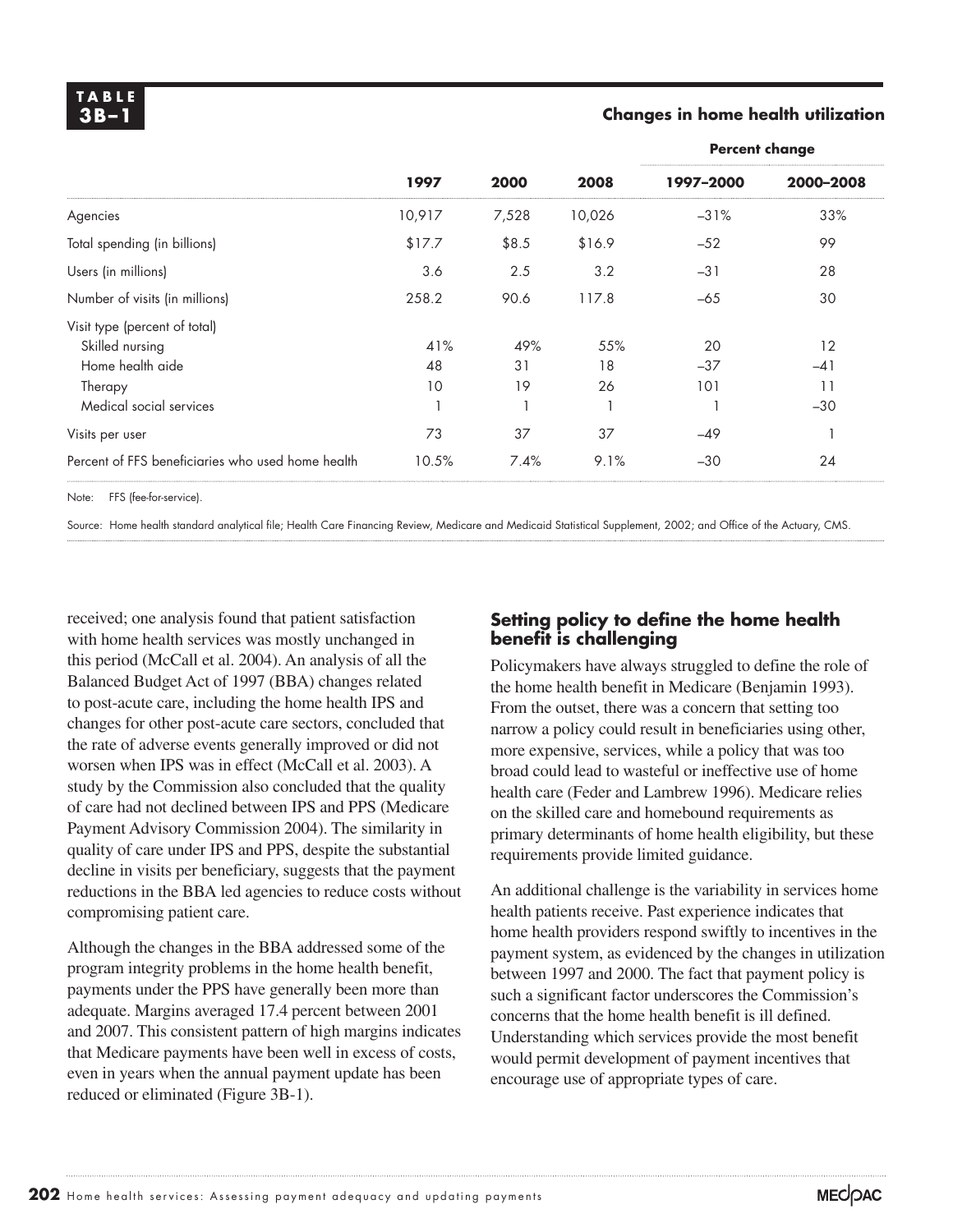**TABLE 3B–1**

**Changes in home health utilization**

| | 1997 | 2000 | 2008 | Percent change 1997–2000 | Percent change 2000–2008 |
|---|---|---|---|---|---|
| Agencies | 10,917 | 7,528 | 10,026 | –31% | 33% |
| Total spending (in billions) | $17.7 | $8.5 | $16.9 | –52 | 99 |
| Users (in millions) | 3.6 | 2.5 | 3.2 | –31 | 28 |
| Number of visits (in millions) | 258.2 | 90.6 | 117.8 | –65 | 30 |
| Visit type (percent of total) | | | | | |
| Skilled nursing | 41% | 49% | 55% | 20 | 12 |
| Home health aide | 48 | 31 | 18 | –37 | –41 |
| Therapy | 10 | 19 | 26 | 101 | 11 |
| Medical social services | 1 | 1 | 1 | 1 | –30 |
| Visits per user | 73 | 37 | 37 | –49 | 1 |
| Percent of FFS beneficiaries who used home health | 10.5% | 7.4% | 9.1% | –30 | 24 |

Note: FFS (fee-for-service).

Source: Home health standard analytical file; Health Care Financing Review, Medicare and Medicaid Statistical Supplement, 2002; and Office of the Actuary, CMS.

received; one analysis found that patient satisfaction with home health services was mostly unchanged in this period (McCall et al. 2004). An analysis of all the Balanced Budget Act of 1997 (BBA) changes related to post-acute care, including the home health IPS and changes for other post-acute care sectors, concluded that the rate of adverse events generally improved or did not worsen when IPS was in effect (McCall et al. 2003). A study by the Commission also concluded that the quality of care had not declined between IPS and PPS (Medicare Payment Advisory Commission 2004). The similarity in quality of care under IPS and PPS, despite the substantial decline in visits per beneficiary, suggests that the payment reductions in the BBA led agencies to reduce costs without compromising patient care.

Although the changes in the BBA addressed some of the program integrity problems in the home health benefit, payments under the PPS have generally been more than adequate. Margins averaged 17.4 percent between 2001 and 2007. This consistent pattern of high margins indicates that Medicare payments have been well in excess of costs, even in years when the annual payment update has been reduced or eliminated (Figure 3B-1).

## Setting policy to define the home health benefit is challenging

Policymakers have always struggled to define the role of the home health benefit in Medicare (Benjamin 1993). From the outset, there was a concern that setting too narrow a policy could result in beneficiaries using other, more expensive, services, while a policy that was too broad could lead to wasteful or ineffective use of home health care (Feder and Lambrew 1996). Medicare relies on the skilled care and homebound requirements as primary determinants of home health eligibility, but these requirements provide limited guidance.

An additional challenge is the variability in services home health patients receive. Past experience indicates that home health providers respond swiftly to incentives in the payment system, as evidenced by the changes in utilization between 1997 and 2000. The fact that payment policy is such a significant factor underscores the Commission's concerns that the home health benefit is ill defined. Understanding which services provide the most benefit would permit development of payment incentives that encourage use of appropriate types of care.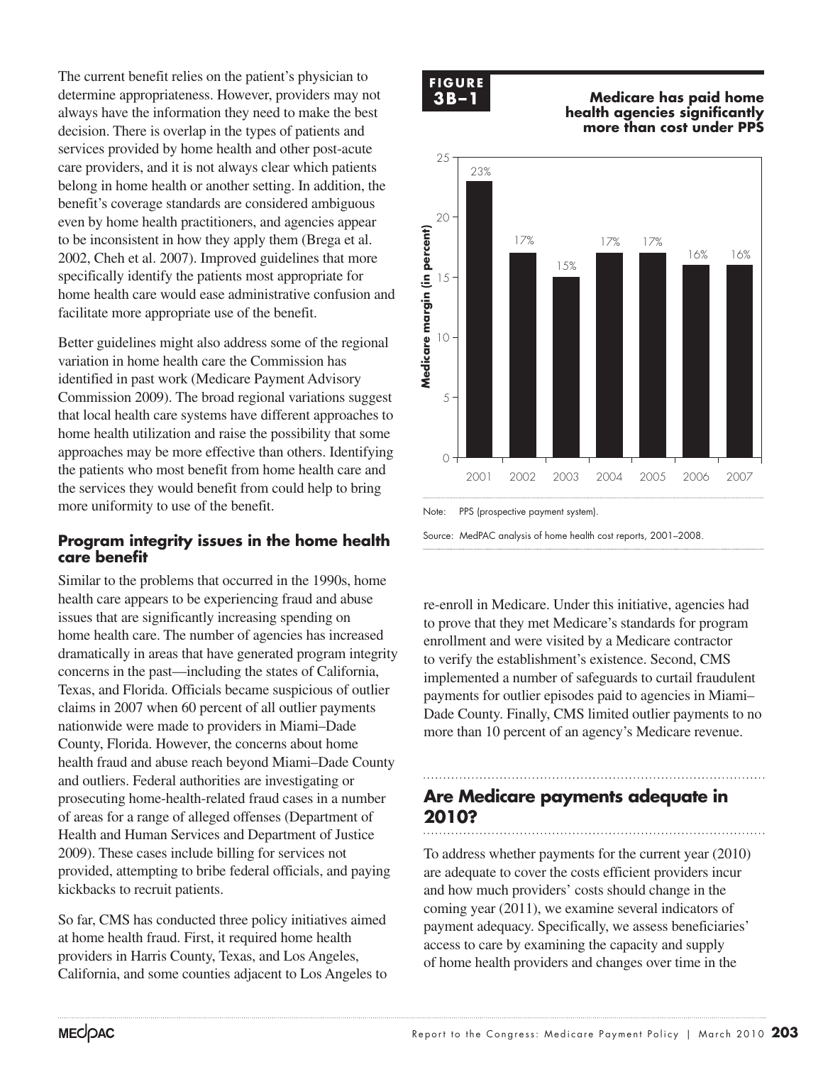The current benefit relies on the patient's physician to determine appropriateness. However, providers may not always have the information they need to make the best decision. There is overlap in the types of patients and services provided by home health and other post-acute care providers, and it is not always clear which patients belong in home health or another setting. In addition, the benefit's coverage standards are considered ambiguous even by home health practitioners, and agencies appear to be inconsistent in how they apply them (Brega et al. 2002, Cheh et al. 2007). Improved guidelines that more specifically identify the patients most appropriate for home health care would ease administrative confusion and facilitate more appropriate use of the benefit.

Better guidelines might also address some of the regional variation in home health care the Commission has identified in past work (Medicare Payment Advisory Commission 2009). The broad regional variations suggest that local health care systems have different approaches to home health utilization and raise the possibility that some approaches may be more effective than others. Identifying the patients who most benefit from home health care and the services they would benefit from could help to bring more uniformity to use of the benefit.

### Program integrity issues in the home health care benefit

Similar to the problems that occurred in the 1990s, home health care appears to be experiencing fraud and abuse issues that are significantly increasing spending on home health care. The number of agencies has increased dramatically in areas that have generated program integrity concerns in the past—including the states of California, Texas, and Florida. Officials became suspicious of outlier claims in 2007 when 60 percent of all outlier payments nationwide were made to providers in Miami–Dade County, Florida. However, the concerns about home health fraud and abuse reach beyond Miami–Dade County and outliers. Federal authorities are investigating or prosecuting home-health-related fraud cases in a number of areas for a range of alleged offenses (Department of Health and Human Services and Department of Justice 2009). These cases include billing for services not provided, attempting to bribe federal officials, and paying kickbacks to recruit patients.

So far, CMS has conducted three policy initiatives aimed at home health fraud. First, it required home health providers in Harris County, Texas, and Los Angeles, California, and some counties adjacent to Los Angeles to re-enroll in Medicare. Under this initiative, agencies had to prove that they met Medicare's standards for program enrollment and were visited by a Medicare contractor to verify the establishment's existence. Second, CMS implemented a number of safeguards to curtail fraudulent payments for outlier episodes paid to agencies in Miami–Dade County. Finally, CMS limited outlier payments to no more than 10 percent of an agency's Medicare revenue.

**FIGURE 3B–1**

**Medicare has paid home health agencies significantly more than cost under PPS**

| Year | Medicare margin (in percent) |
| --- | --- |
| 2001 | 23% |
| 2002 | 17% |
| 2003 | 15% |
| 2004 | 17% |
| 2005 | 17% |
| 2006 | 16% |
| 2007 | 16% |

Note: PPS (prospective payment system).

Source: MedPAC analysis of home health cost reports, 2001–2008.

## Are Medicare payments adequate in 2010?

To address whether payments for the current year (2010) are adequate to cover the costs efficient providers incur and how much providers' costs should change in the coming year (2011), we examine several indicators of payment adequacy. Specifically, we assess beneficiaries' access to care by examining the capacity and supply of home health providers and changes over time in the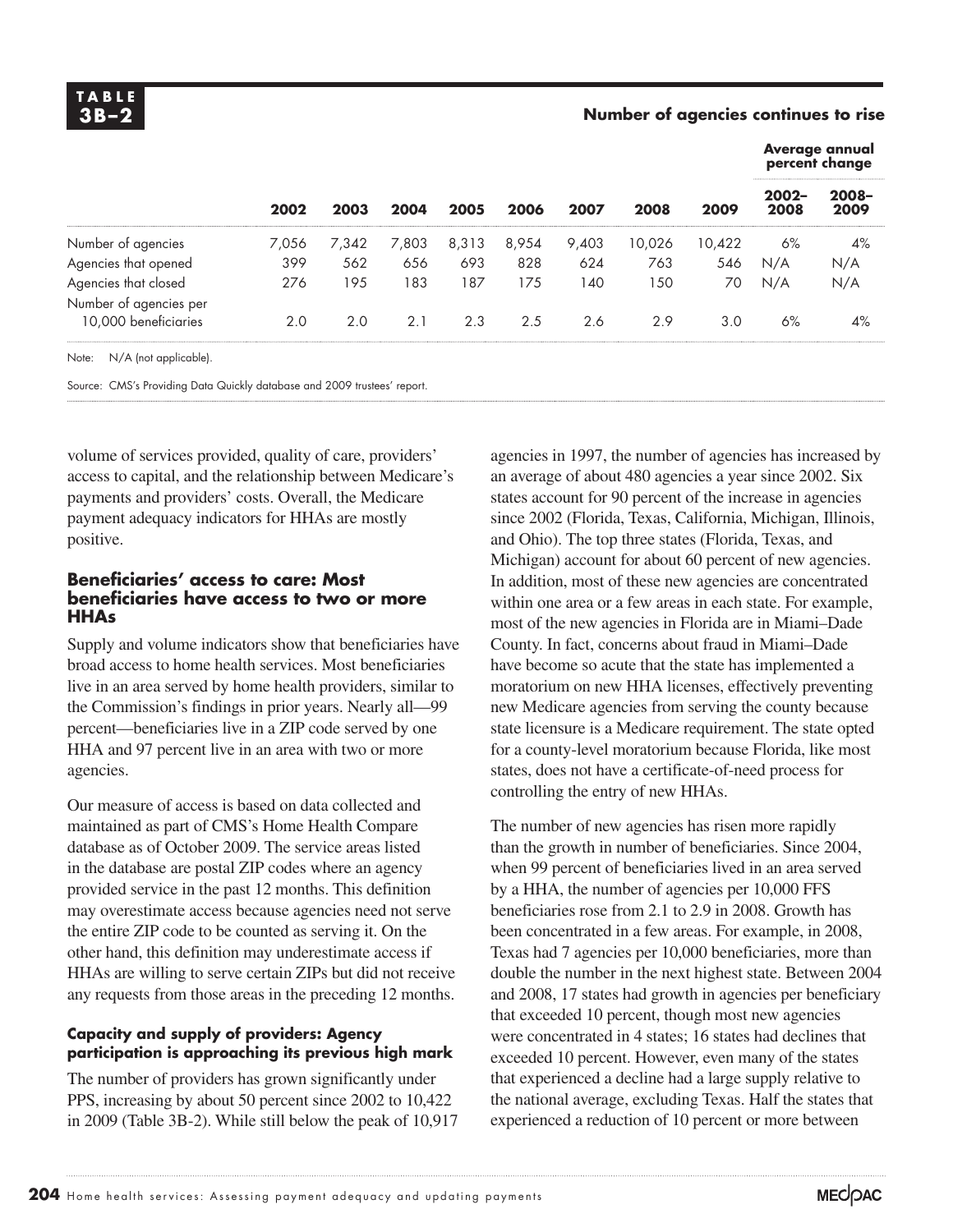**TABLE 3B–2**

**Number of agencies continues to rise**

| | 2002 | 2003 | 2004 | 2005 | 2006 | 2007 | 2008 | 2009 | Average annual percent change 2002–2008 | Average annual percent change 2008–2009 |
|---|---|---|---|---|---|---|---|---|---|---|
| Number of agencies | 7,056 | 7,342 | 7,803 | 8,313 | 8,954 | 9,403 | 10,026 | 10,422 | 6% | 4% |
| Agencies that opened | 399 | 562 | 656 | 693 | 828 | 624 | 763 | 546 | N/A | N/A |
| Agencies that closed | 276 | 195 | 183 | 187 | 175 | 140 | 150 | 70 | N/A | N/A |
| Number of agencies per 10,000 beneficiaries | 2.0 | 2.0 | 2.1 | 2.3 | 2.5 | 2.6 | 2.9 | 3.0 | 6% | 4% |

Note: N/A (not applicable).

Source: CMS's Providing Data Quickly database and 2009 trustees' report.

volume of services provided, quality of care, providers' access to capital, and the relationship between Medicare's payments and providers' costs. Overall, the Medicare payment adequacy indicators for HHAs are mostly positive.

### Beneficiaries' access to care: Most beneficiaries have access to two or more HHAs

Supply and volume indicators show that beneficiaries have broad access to home health services. Most beneficiaries live in an area served by home health providers, similar to the Commission's findings in prior years. Nearly all—99 percent—beneficiaries live in a ZIP code served by one HHA and 97 percent live in an area with two or more agencies.

Our measure of access is based on data collected and maintained as part of CMS's Home Health Compare database as of October 2009. The service areas listed in the database are postal ZIP codes where an agency provided service in the past 12 months. This definition may overestimate access because agencies need not serve the entire ZIP code to be counted as serving it. On the other hand, this definition may underestimate access if HHAs are willing to serve certain ZIPs but did not receive any requests from those areas in the preceding 12 months.

#### Capacity and supply of providers: Agency participation is approaching its previous high mark

The number of providers has grown significantly under PPS, increasing by about 50 percent since 2002 to 10,422 in 2009 (Table 3B-2). While still below the peak of 10,917 agencies in 1997, the number of agencies has increased by an average of about 480 agencies a year since 2002. Six states account for 90 percent of the increase in agencies since 2002 (Florida, Texas, California, Michigan, Illinois, and Ohio). The top three states (Florida, Texas, and Michigan) account for about 60 percent of new agencies. In addition, most of these new agencies are concentrated within one area or a few areas in each state. For example, most of the new agencies in Florida are in Miami–Dade County. In fact, concerns about fraud in Miami–Dade have become so acute that the state has implemented a moratorium on new HHA licenses, effectively preventing new Medicare agencies from serving the county because state licensure is a Medicare requirement. The state opted for a county-level moratorium because Florida, like most states, does not have a certificate-of-need process for controlling the entry of new HHAs.

The number of new agencies has risen more rapidly than the growth in number of beneficiaries. Since 2004, when 99 percent of beneficiaries lived in an area served by a HHA, the number of agencies per 10,000 FFS beneficiaries rose from 2.1 to 2.9 in 2008. Growth has been concentrated in a few areas. For example, in 2008, Texas had 7 agencies per 10,000 beneficiaries, more than double the number in the next highest state. Between 2004 and 2008, 17 states had growth in agencies per beneficiary that exceeded 10 percent, though most new agencies were concentrated in 4 states; 16 states had declines that exceeded 10 percent. However, even many of the states that experienced a decline had a large supply relative to the national average, excluding Texas. Half the states that experienced a reduction of 10 percent or more between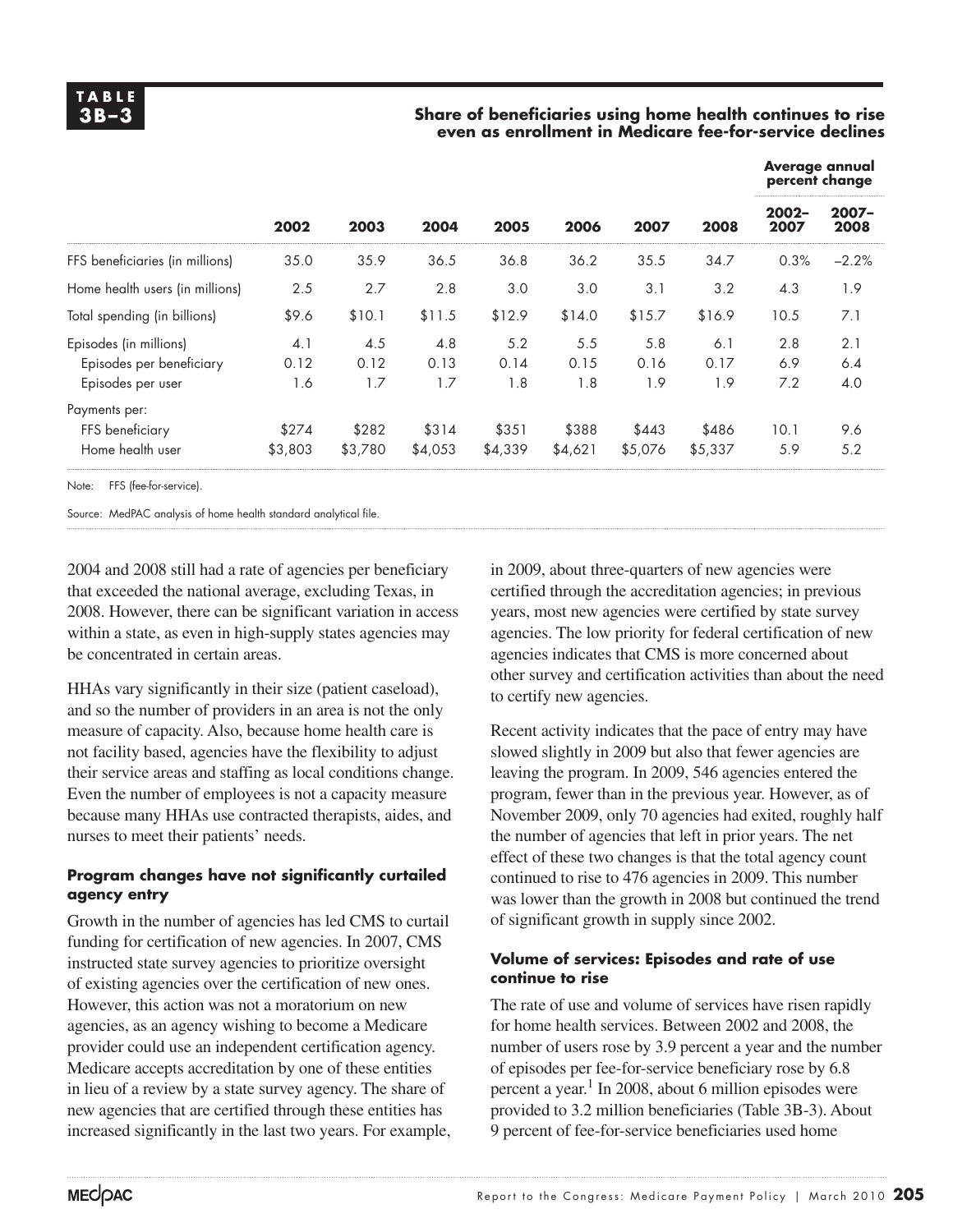**TABLE 3B–3**

**Share of beneficiaries using home health continues to rise even as enrollment in Medicare fee-for-service declines**

| | 2002 | 2003 | 2004 | 2005 | 2006 | 2007 | 2008 | Average annual percent change 2002–2007 | 2007–2008 |
|---|---|---|---|---|---|---|---|---|---|
| FFS beneficiaries (in millions) | 35.0 | 35.9 | 36.5 | 36.8 | 36.2 | 35.5 | 34.7 | 0.3% | –2.2% |
| Home health users (in millions) | 2.5 | 2.7 | 2.8 | 3.0 | 3.0 | 3.1 | 3.2 | 4.3 | 1.9 |
| Total spending (in billions) | $9.6 | $10.1 | $11.5 | $12.9 | $14.0 | $15.7 | $16.9 | 10.5 | 7.1 |
| Episodes (in millions) | 4.1 | 4.5 | 4.8 | 5.2 | 5.5 | 5.8 | 6.1 | 2.8 | 2.1 |
| Episodes per beneficiary | 0.12 | 0.12 | 0.13 | 0.14 | 0.15 | 0.16 | 0.17 | 6.9 | 6.4 |
| Episodes per user | 1.6 | 1.7 | 1.7 | 1.8 | 1.8 | 1.9 | 1.9 | 7.2 | 4.0 |
| Payments per: | | | | | | | | | |
| FFS beneficiary | $274 | $282 | $314 | $351 | $388 | $443 | $486 | 10.1 | 9.6 |
| Home health user | $3,803 | $3,780 | $4,053 | $4,339 | $4,621 | $5,076 | $5,337 | 5.9 | 5.2 |

Note: FFS (fee-for-service).

Source: MedPAC analysis of home health standard analytical file.

2004 and 2008 still had a rate of agencies per beneficiary that exceeded the national average, excluding Texas, in 2008. However, there can be significant variation in access within a state, as even in high-supply states agencies may be concentrated in certain areas.

HHAs vary significantly in their size (patient caseload), and so the number of providers in an area is not the only measure of capacity. Also, because home health care is not facility based, agencies have the flexibility to adjust their service areas and staffing as local conditions change. Even the number of employees is not a capacity measure because many HHAs use contracted therapists, aides, and nurses to meet their patients' needs.

#### Program changes have not significantly curtailed agency entry

Growth in the number of agencies has led CMS to curtail funding for certification of new agencies. In 2007, CMS instructed state survey agencies to prioritize oversight of existing agencies over the certification of new ones. However, this action was not a moratorium on new agencies, as an agency wishing to become a Medicare provider could use an independent certification agency. Medicare accepts accreditation by one of these entities in lieu of a review by a state survey agency. The share of new agencies that are certified through these entities has increased significantly in the last two years. For example, in 2009, about three-quarters of new agencies were certified through the accreditation agencies; in previous years, most new agencies were certified by state survey agencies. The low priority for federal certification of new agencies indicates that CMS is more concerned about other survey and certification activities than about the need to certify new agencies.

Recent activity indicates that the pace of entry may have slowed slightly in 2009 but also that fewer agencies are leaving the program. In 2009, 546 agencies entered the program, fewer than in the previous year. However, as of November 2009, only 70 agencies had exited, roughly half the number of agencies that left in prior years. The net effect of these two changes is that the total agency count continued to rise to 476 agencies in 2009. This number was lower than the growth in 2008 but continued the trend of significant growth in supply since 2002.

#### Volume of services: Episodes and rate of use continue to rise

The rate of use and volume of services have risen rapidly for home health services. Between 2002 and 2008, the number of users rose by 3.9 percent a year and the number of episodes per fee-for-service beneficiary rose by 6.8 percent a year.[1] In 2008, about 6 million episodes were provided to 3.2 million beneficiaries (Table 3B-3). About 9 percent of fee-for-service beneficiaries used home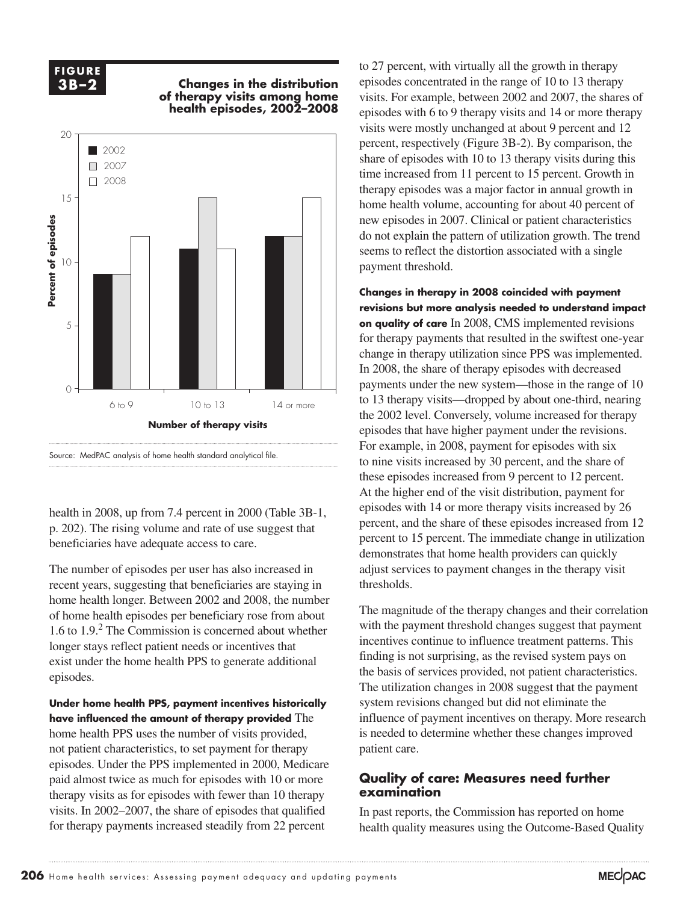**FIGURE 3B–2**

**Changes in the distribution of therapy visits among home health episodes, 2002–2008**

| Number of therapy visits | 2002 | 2007 | 2008 |
|---|---|---|---|
| 6 to 9 | 9 | 9 | 12 |
| 10 to 13 | 11 | 15 | 11 |
| 14 or more | 12 | 12 | 15 |

Percent of episodes

Source: MedPAC analysis of home health standard analytical file.

health in 2008, up from 7.4 percent in 2000 (Table 3B-1, p. 202). The rising volume and rate of use suggest that beneficiaries have adequate access to care.

The number of episodes per user has also increased in recent years, suggesting that beneficiaries are staying in home health longer. Between 2002 and 2008, the number of home health episodes per beneficiary rose from about 1.6 to 1.9.[2] The Commission is concerned about whether longer stays reflect patient needs or incentives that exist under the home health PPS to generate additional episodes.

**Under home health PPS, payment incentives historically have influenced the amount of therapy provided** The home health PPS uses the number of visits provided, not patient characteristics, to set payment for therapy episodes. Under the PPS implemented in 2000, Medicare paid almost twice as much for episodes with 10 or more therapy visits as for episodes with fewer than 10 therapy visits. In 2002–2007, the share of episodes that qualified for therapy payments increased steadily from 22 percent to 27 percent, with virtually all the growth in therapy episodes concentrated in the range of 10 to 13 therapy visits. For example, between 2002 and 2007, the shares of episodes with 6 to 9 therapy visits and 14 or more therapy visits were mostly unchanged at about 9 percent and 12 percent, respectively (Figure 3B-2). By comparison, the share of episodes with 10 to 13 therapy visits during this time increased from 11 percent to 15 percent. Growth in therapy episodes was a major factor in annual growth in home health volume, accounting for about 40 percent of new episodes in 2007. Clinical or patient characteristics do not explain the pattern of utilization growth. The trend seems to reflect the distortion associated with a single payment threshold.

**Changes in therapy in 2008 coincided with payment revisions but more analysis needed to understand impact on quality of care** In 2008, CMS implemented revisions for therapy payments that resulted in the swiftest one-year change in therapy utilization since PPS was implemented. In 2008, the share of therapy episodes with decreased payments under the new system—those in the range of 10 to 13 therapy visits—dropped by about one-third, nearing the 2002 level. Conversely, volume increased for therapy episodes that have higher payment under the revisions. For example, in 2008, payment for episodes with six to nine visits increased by 30 percent, and the share of these episodes increased from 9 percent to 12 percent. At the higher end of the visit distribution, payment for episodes with 14 or more therapy visits increased by 26 percent, and the share of these episodes increased from 12 percent to 15 percent. The immediate change in utilization demonstrates that home health providers can quickly adjust services to payment changes in the therapy visit thresholds.

The magnitude of the therapy changes and their correlation with the payment threshold changes suggest that payment incentives continue to influence treatment patterns. This finding is not surprising, as the revised system pays on the basis of services provided, not patient characteristics. The utilization changes in 2008 suggest that the payment system revisions changed but did not eliminate the influence of payment incentives on therapy. More research is needed to determine whether these changes improved patient care.

## Quality of care: Measures need further examination

In past reports, the Commission has reported on home health quality measures using the Outcome-Based Quality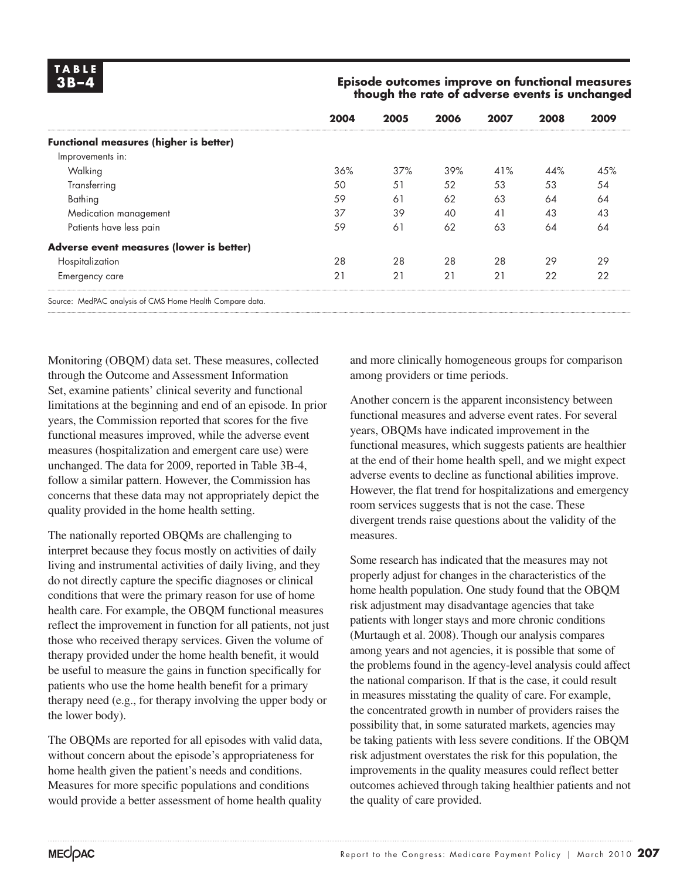**TABLE 3B–4**

**Episode outcomes improve on functional measures though the rate of adverse events is unchanged**

| | 2004 | 2005 | 2006 | 2007 | 2008 | 2009 |
|---|---|---|---|---|---|---|
| **Functional measures (higher is better)** | | | | | | |
| Improvements in: | | | | | | |
| Walking | 36% | 37% | 39% | 41% | 44% | 45% |
| Transferring | 50 | 51 | 52 | 53 | 53 | 54 |
| Bathing | 59 | 61 | 62 | 63 | 64 | 64 |
| Medication management | 37 | 39 | 40 | 41 | 43 | 43 |
| Patients have less pain | 59 | 61 | 62 | 63 | 64 | 64 |
| **Adverse event measures (lower is better)** | | | | | | |
| Hospitalization | 28 | 28 | 28 | 28 | 29 | 29 |
| Emergency care | 21 | 21 | 21 | 21 | 22 | 22 |

Source: MedPAC analysis of CMS Home Health Compare data.

Monitoring (OBQM) data set. These measures, collected through the Outcome and Assessment Information Set, examine patients' clinical severity and functional limitations at the beginning and end of an episode. In prior years, the Commission reported that scores for the five functional measures improved, while the adverse event measures (hospitalization and emergent care use) were unchanged. The data for 2009, reported in Table 3B-4, follow a similar pattern. However, the Commission has concerns that these data may not appropriately depict the quality provided in the home health setting.

The nationally reported OBQMs are challenging to interpret because they focus mostly on activities of daily living and instrumental activities of daily living, and they do not directly capture the specific diagnoses or clinical conditions that were the primary reason for use of home health care. For example, the OBQM functional measures reflect the improvement in function for all patients, not just those who received therapy services. Given the volume of therapy provided under the home health benefit, it would be useful to measure the gains in function specifically for patients who use the home health benefit for a primary therapy need (e.g., for therapy involving the upper body or the lower body).

The OBQMs are reported for all episodes with valid data, without concern about the episode's appropriateness for home health given the patient's needs and conditions. Measures for more specific populations and conditions would provide a better assessment of home health quality and more clinically homogeneous groups for comparison among providers or time periods.

Another concern is the apparent inconsistency between functional measures and adverse event rates. For several years, OBQMs have indicated improvement in the functional measures, which suggests patients are healthier at the end of their home health spell, and we might expect adverse events to decline as functional abilities improve. However, the flat trend for hospitalizations and emergency room services suggests that is not the case. These divergent trends raise questions about the validity of the measures.

Some research has indicated that the measures may not properly adjust for changes in the characteristics of the home health population. One study found that the OBQM risk adjustment may disadvantage agencies that take patients with longer stays and more chronic conditions (Murtaugh et al. 2008). Though our analysis compares among years and not agencies, it is possible that some of the problems found in the agency-level analysis could affect the national comparison. If that is the case, it could result in measures misstating the quality of care. For example, the concentrated growth in number of providers raises the possibility that, in some saturated markets, agencies may be taking patients with less severe conditions. If the OBQM risk adjustment overstates the risk for this population, the improvements in the quality measures could reflect better outcomes achieved through taking healthier patients and not the quality of care provided.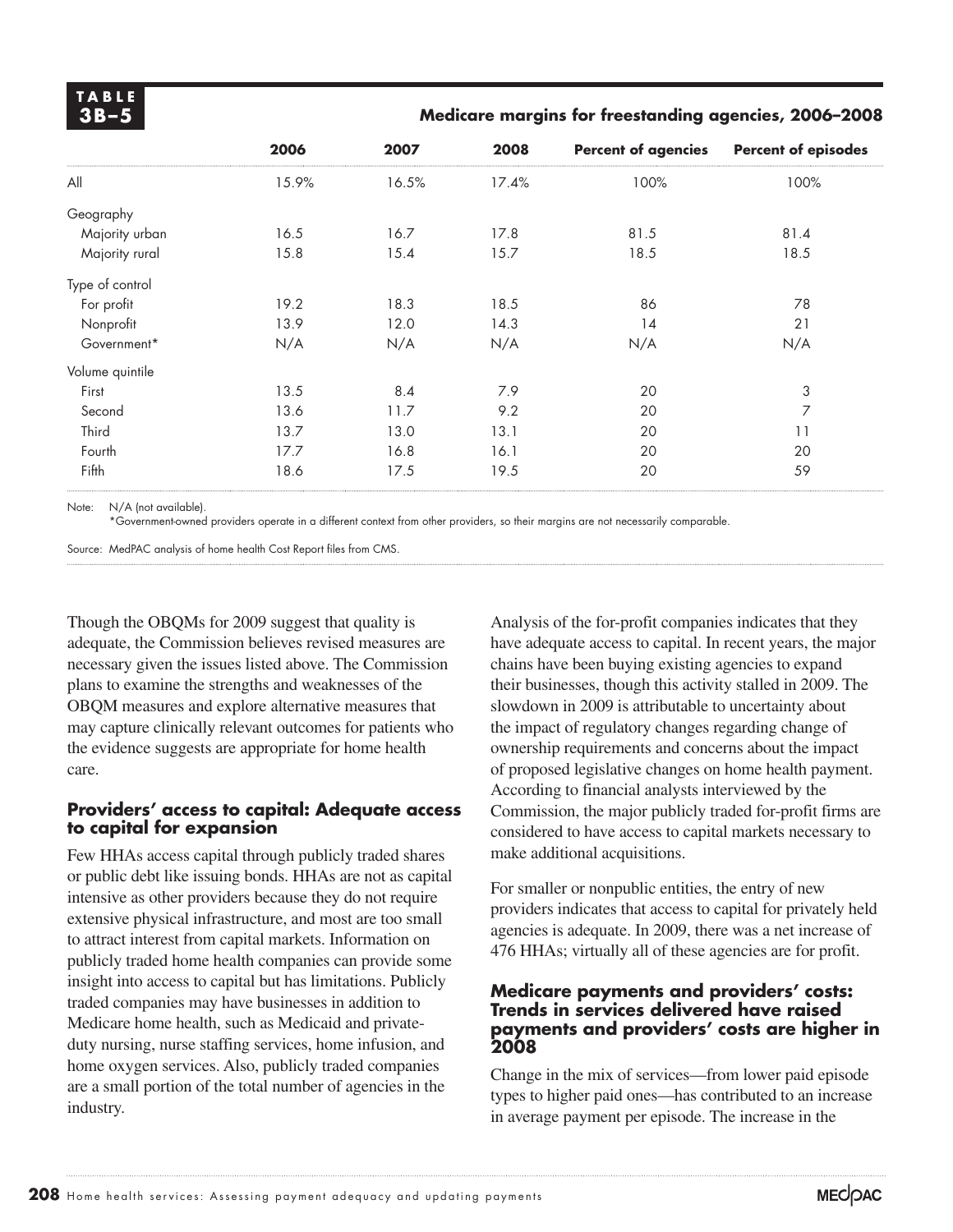**TABLE 3B–5**

**Medicare margins for freestanding agencies, 2006–2008**

| | 2006 | 2007 | 2008 | Percent of agencies | Percent of episodes |
|---|---|---|---|---|---|
| All | 15.9% | 16.5% | 17.4% | 100% | 100% |
| Geography | | | | | |
| Majority urban | 16.5 | 16.7 | 17.8 | 81.5 | 81.4 |
| Majority rural | 15.8 | 15.4 | 15.7 | 18.5 | 18.5 |
| Type of control | | | | | |
| For profit | 19.2 | 18.3 | 18.5 | 86 | 78 |
| Nonprofit | 13.9 | 12.0 | 14.3 | 14 | 21 |
| Government* | N/A | N/A | N/A | N/A | N/A |
| Volume quintile | | | | | |
| First | 13.5 | 8.4 | 7.9 | 20 | 3 |
| Second | 13.6 | 11.7 | 9.2 | 20 | 7 |
| Third | 13.7 | 13.0 | 13.1 | 20 | 11 |
| Fourth | 17.7 | 16.8 | 16.1 | 20 | 20 |
| Fifth | 18.6 | 17.5 | 19.5 | 20 | 59 |

Note: N/A (not available).
*Government-owned providers operate in a different context from other providers, so their margins are not necessarily comparable.

Source: MedPAC analysis of home health Cost Report files from CMS.

Though the OBQMs for 2009 suggest that quality is adequate, the Commission believes revised measures are necessary given the issues listed above. The Commission plans to examine the strengths and weaknesses of the OBQM measures and explore alternative measures that may capture clinically relevant outcomes for patients who the evidence suggests are appropriate for home health care.

### Providers' access to capital: Adequate access to capital for expansion

Few HHAs access capital through publicly traded shares or public debt like issuing bonds. HHAs are not as capital intensive as other providers because they do not require extensive physical infrastructure, and most are too small to attract interest from capital markets. Information on publicly traded home health companies can provide some insight into access to capital but has limitations. Publicly traded companies may have businesses in addition to Medicare home health, such as Medicaid and private-duty nursing, nurse staffing services, home infusion, and home oxygen services. Also, publicly traded companies are a small portion of the total number of agencies in the industry.

Analysis of the for-profit companies indicates that they have adequate access to capital. In recent years, the major chains have been buying existing agencies to expand their businesses, though this activity stalled in 2009. The slowdown in 2009 is attributable to uncertainty about the impact of regulatory changes regarding change of ownership requirements and concerns about the impact of proposed legislative changes on home health payment. According to financial analysts interviewed by the Commission, the major publicly traded for-profit firms are considered to have access to capital markets necessary to make additional acquisitions.

For smaller or nonpublic entities, the entry of new providers indicates that access to capital for privately held agencies is adequate. In 2009, there was a net increase of 476 HHAs; virtually all of these agencies are for profit.

### Medicare payments and providers' costs: Trends in services delivered have raised payments and providers' costs are higher in 2008

Change in the mix of services—from lower paid episode types to higher paid ones—has contributed to an increase in average payment per episode. The increase in the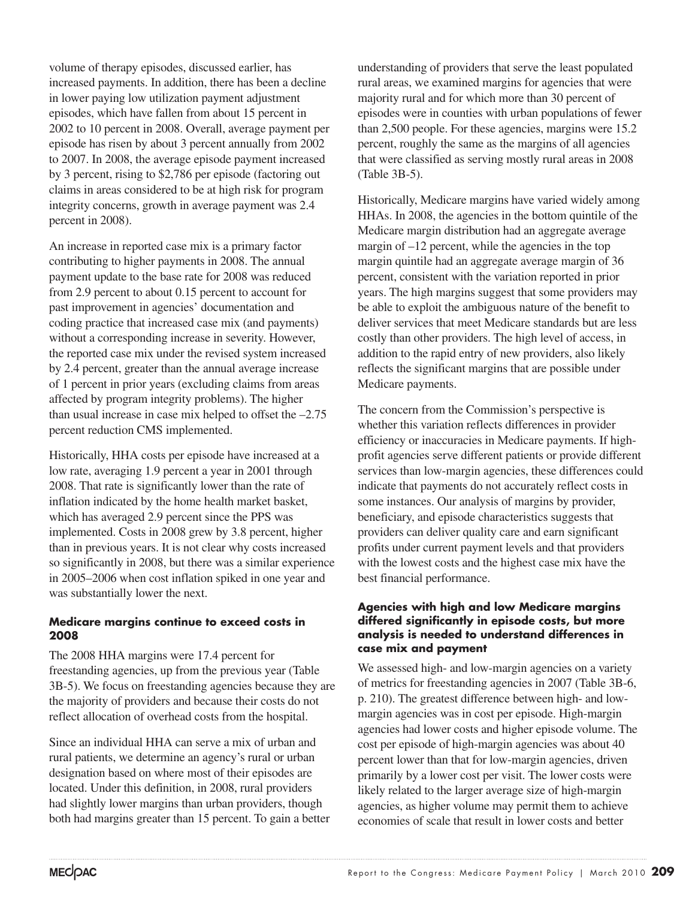volume of therapy episodes, discussed earlier, has increased payments. In addition, there has been a decline in lower paying low utilization payment adjustment episodes, which have fallen from about 15 percent in 2002 to 10 percent in 2008. Overall, average payment per episode has risen by about 3 percent annually from 2002 to 2007. In 2008, the average episode payment increased by 3 percent, rising to $2,786 per episode (factoring out claims in areas considered to be at high risk for program integrity concerns, growth in average payment was 2.4 percent in 2008).

An increase in reported case mix is a primary factor contributing to higher payments in 2008. The annual payment update to the base rate for 2008 was reduced from 2.9 percent to about 0.15 percent to account for past improvement in agencies' documentation and coding practice that increased case mix (and payments) without a corresponding increase in severity. However, the reported case mix under the revised system increased by 2.4 percent, greater than the annual average increase of 1 percent in prior years (excluding claims from areas affected by program integrity problems). The higher than usual increase in case mix helped to offset the –2.75 percent reduction CMS implemented.

Historically, HHA costs per episode have increased at a low rate, averaging 1.9 percent a year in 2001 through 2008. That rate is significantly lower than the rate of inflation indicated by the home health market basket, which has averaged 2.9 percent since the PPS was implemented. Costs in 2008 grew by 3.8 percent, higher than in previous years. It is not clear why costs increased so significantly in 2008, but there was a similar experience in 2005–2006 when cost inflation spiked in one year and was substantially lower the next.

### Medicare margins continue to exceed costs in 2008

The 2008 HHA margins were 17.4 percent for freestanding agencies, up from the previous year (Table 3B-5). We focus on freestanding agencies because they are the majority of providers and because their costs do not reflect allocation of overhead costs from the hospital.

Since an individual HHA can serve a mix of urban and rural patients, we determine an agency's rural or urban designation based on where most of their episodes are located. Under this definition, in 2008, rural providers had slightly lower margins than urban providers, though both had margins greater than 15 percent. To gain a better understanding of providers that serve the least populated rural areas, we examined margins for agencies that were majority rural and for which more than 30 percent of episodes were in counties with urban populations of fewer than 2,500 people. For these agencies, margins were 15.2 percent, roughly the same as the margins of all agencies that were classified as serving mostly rural areas in 2008 (Table 3B-5).

Historically, Medicare margins have varied widely among HHAs. In 2008, the agencies in the bottom quintile of the Medicare margin distribution had an aggregate average margin of –12 percent, while the agencies in the top margin quintile had an aggregate average margin of 36 percent, consistent with the variation reported in prior years. The high margins suggest that some providers may be able to exploit the ambiguous nature of the benefit to deliver services that meet Medicare standards but are less costly than other providers. The high level of access, in addition to the rapid entry of new providers, also likely reflects the significant margins that are possible under Medicare payments.

The concern from the Commission's perspective is whether this variation reflects differences in provider efficiency or inaccuracies in Medicare payments. If high-profit agencies serve different patients or provide different services than low-margin agencies, these differences could indicate that payments do not accurately reflect costs in some instances. Our analysis of margins by provider, beneficiary, and episode characteristics suggests that providers can deliver quality care and earn significant profits under current payment levels and that providers with the lowest costs and the highest case mix have the best financial performance.

### Agencies with high and low Medicare margins differed significantly in episode costs, but more analysis is needed to understand differences in case mix and payment

We assessed high- and low-margin agencies on a variety of metrics for freestanding agencies in 2007 (Table 3B-6, p. 210). The greatest difference between high- and low-margin agencies was in cost per episode. High-margin agencies had lower costs and higher episode volume. The cost per episode of high-margin agencies was about 40 percent lower than that for low-margin agencies, driven primarily by a lower cost per visit. The lower costs were likely related to the larger average size of high-margin agencies, as higher volume may permit them to achieve economies of scale that result in lower costs and better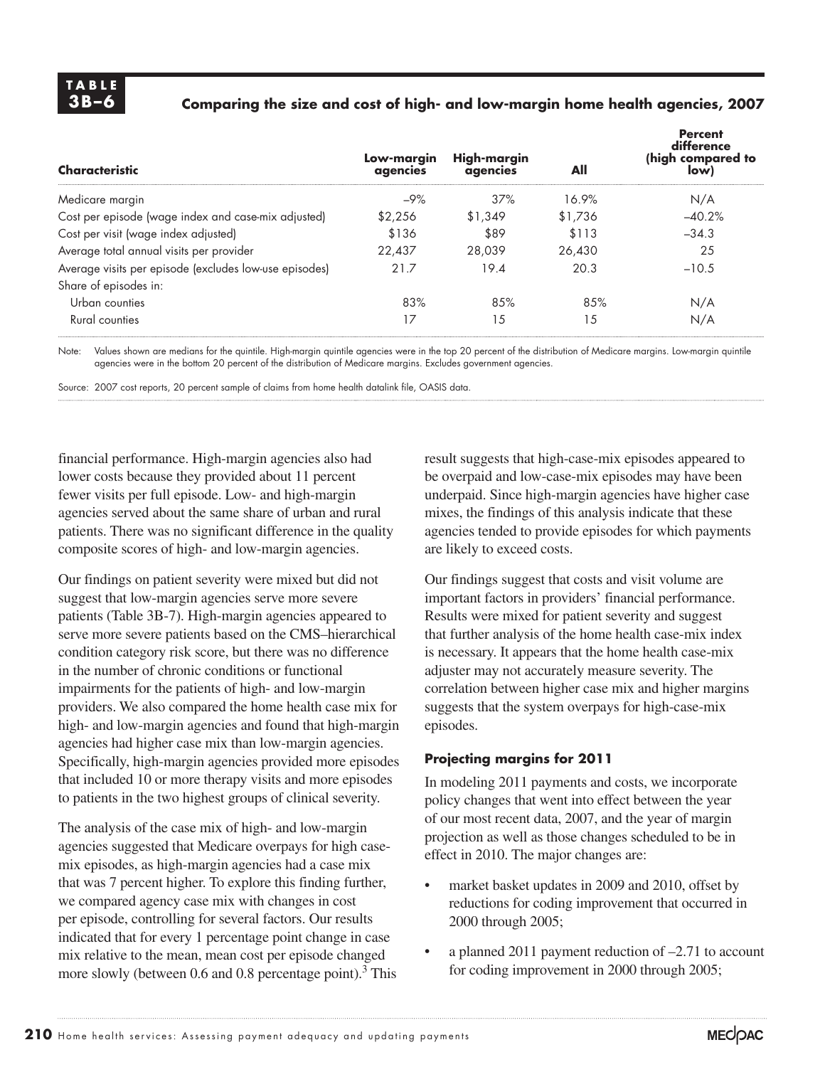**TABLE 3B–6**

**Comparing the size and cost of high- and low-margin home health agencies, 2007**

| Characteristic | Low-margin agencies | High-margin agencies | All | Percent difference (high compared to low) |
|---|---|---|---|---|
| Medicare margin | –9% | 37% | 16.9% | N/A |
| Cost per episode (wage index and case-mix adjusted) | $2,256 | $1,349 | $1,736 | –40.2% |
| Cost per visit (wage index adjusted) | $136 | $89 | $113 | –34.3 |
| Average total annual visits per provider | 22,437 | 28,039 | 26,430 | 25 |
| Average visits per episode (excludes low-use episodes) | 21.7 | 19.4 | 20.3 | –10.5 |
| Share of episodes in: | | | | |
| Urban counties | 83% | 85% | 85% | N/A |
| Rural counties | 17 | 15 | 15 | N/A |

Note: Values shown are medians for the quintile. High-margin quintile agencies were in the top 20 percent of the distribution of Medicare margins. Low-margin quintile agencies were in the bottom 20 percent of the distribution of Medicare margins. Excludes government agencies.

Source: 2007 cost reports, 20 percent sample of claims from home health datalink file, OASIS data.

financial performance. High-margin agencies also had lower costs because they provided about 11 percent fewer visits per full episode. Low- and high-margin agencies served about the same share of urban and rural patients. There was no significant difference in the quality composite scores of high- and low-margin agencies.

Our findings on patient severity were mixed but did not suggest that low-margin agencies serve more severe patients (Table 3B-7). High-margin agencies appeared to serve more severe patients based on the CMS–hierarchical condition category risk score, but there was no difference in the number of chronic conditions or functional impairments for the patients of high- and low-margin providers. We also compared the home health case mix for high- and low-margin agencies and found that high-margin agencies had higher case mix than low-margin agencies. Specifically, high-margin agencies provided more episodes that included 10 or more therapy visits and more episodes to patients in the two highest groups of clinical severity.

The analysis of the case mix of high- and low-margin agencies suggested that Medicare overpays for high case-mix episodes, as high-margin agencies had a case mix that was 7 percent higher. To explore this finding further, we compared agency case mix with changes in cost per episode, controlling for several factors. Our results indicated that for every 1 percentage point change in case mix relative to the mean, mean cost per episode changed more slowly (between 0.6 and 0.8 percentage point).[3] This result suggests that high-case-mix episodes appeared to be overpaid and low-case-mix episodes may have been underpaid. Since high-margin agencies have higher case mixes, the findings of this analysis indicate that these agencies tended to provide episodes for which payments are likely to exceed costs.

Our findings suggest that costs and visit volume are important factors in providers' financial performance. Results were mixed for patient severity and suggest that further analysis of the home health case-mix index is necessary. It appears that the home health case-mix adjuster may not accurately measure severity. The correlation between higher case mix and higher margins suggests that the system overpays for high-case-mix episodes.

### Projecting margins for 2011

In modeling 2011 payments and costs, we incorporate policy changes that went into effect between the year of our most recent data, 2007, and the year of margin projection as well as those changes scheduled to be in effect in 2010. The major changes are:

- market basket updates in 2009 and 2010, offset by reductions for coding improvement that occurred in 2000 through 2005;
- a planned 2011 payment reduction of –2.71 to account for coding improvement in 2000 through 2005;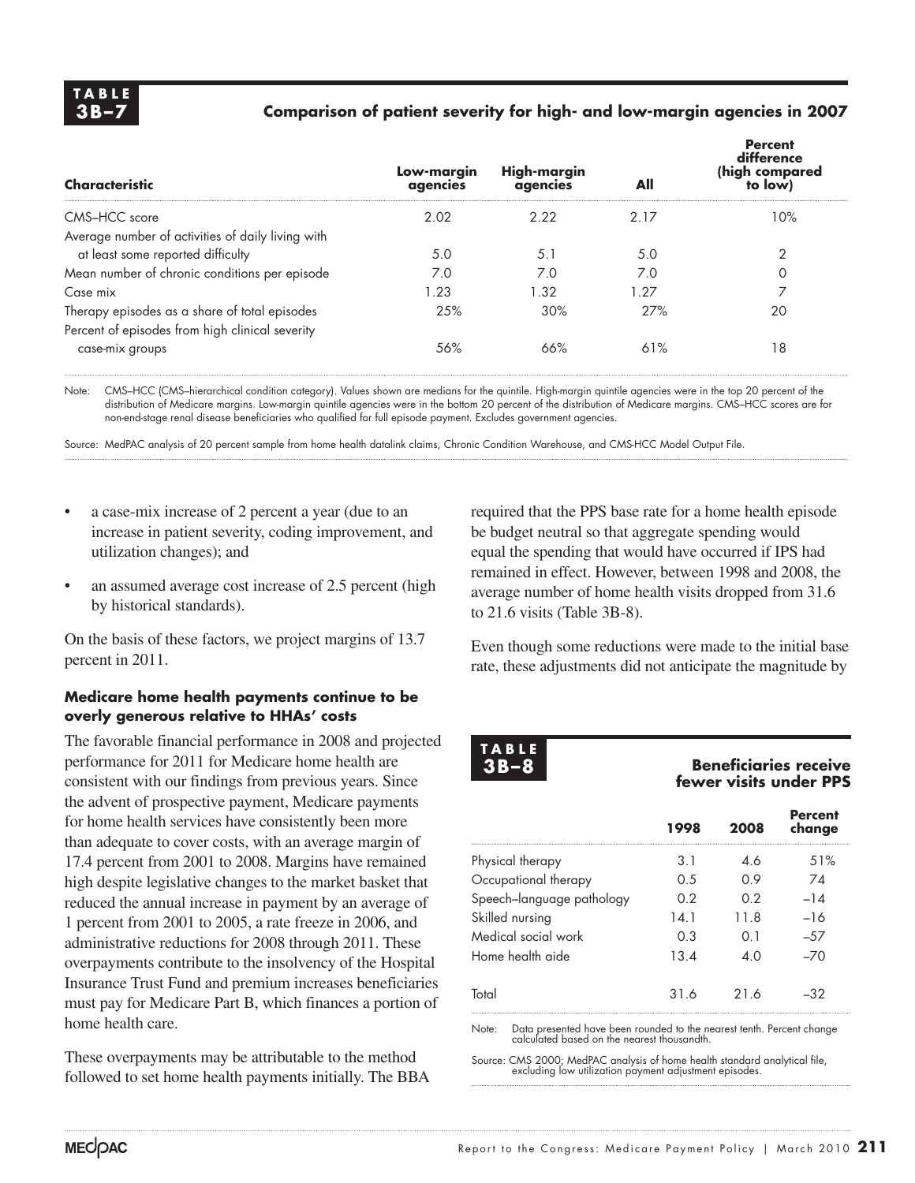**TABLE 3B–7**

**Comparison of patient severity for high- and low-margin agencies in 2007**

| Characteristic | Low-margin agencies | High-margin agencies | All | Percent difference (high compared to low) |
|---|---|---|---|---|
| CMS–HCC score | 2.02 | 2.22 | 2.17 | 10% |
| Average number of activities of daily living with at least some reported difficulty | 5.0 | 5.1 | 5.0 | 2 |
| Mean number of chronic conditions per episode | 7.0 | 7.0 | 7.0 | 0 |
| Case mix | 1.23 | 1.32 | 1.27 | 7 |
| Therapy episodes as a share of total episodes | 25% | 30% | 27% | 20 |
| Percent of episodes from high clinical severity case-mix groups | 56% | 66% | 61% | 18 |

Note: CMS–HCC (CMS–hierarchical condition category). Values shown are medians for the quintile. High-margin quintile agencies were in the top 20 percent of the distribution of Medicare margins. Low-margin quintile agencies were in the bottom 20 percent of the distribution of Medicare margins. CMS–HCC scores are for non-end-stage renal disease beneficiaries who qualified for full episode payment. Excludes government agencies.

Source: MedPAC analysis of 20 percent sample from home health datalink claims, Chronic Condition Warehouse, and CMS-HCC Model Output File.

- a case-mix increase of 2 percent a year (due to an increase in patient severity, coding improvement, and utilization changes); and
- an assumed average cost increase of 2.5 percent (high by historical standards).

On the basis of these factors, we project margins of 13.7 percent in 2011.

### Medicare home health payments continue to be overly generous relative to HHAs' costs

The favorable financial performance in 2008 and projected performance for 2011 for Medicare home health are consistent with our findings from previous years. Since the advent of prospective payment, Medicare payments for home health services have consistently been more than adequate to cover costs, with an average margin of 17.4 percent from 2001 to 2008. Margins have remained high despite legislative changes to the market basket that reduced the annual increase in payment by an average of 1 percent from 2001 to 2005, a rate freeze in 2006, and administrative reductions for 2008 through 2011. These overpayments contribute to the insolvency of the Hospital Insurance Trust Fund and premium increases beneficiaries must pay for Medicare Part B, which finances a portion of home health care.

These overpayments may be attributable to the method followed to set home health payments initially. The BBA required that the PPS base rate for a home health episode be budget neutral so that aggregate spending would equal the spending that would have occurred if IPS had remained in effect. However, between 1998 and 2008, the average number of home health visits dropped from 31.6 to 21.6 visits (Table 3B-8).

Even though some reductions were made to the initial base rate, these adjustments did not anticipate the magnitude by

**TABLE 3B–8**

**Beneficiaries receive fewer visits under PPS**

| | 1998 | 2008 | Percent change |
|---|---|---|---|
| Physical therapy | 3.1 | 4.6 | 51% |
| Occupational therapy | 0.5 | 0.9 | 74 |
| Speech–language pathology | 0.2 | 0.2 | –14 |
| Skilled nursing | 14.1 | 11.8 | –16 |
| Medical social work | 0.3 | 0.1 | –57 |
| Home health aide | 13.4 | 4.0 | –70 |
| Total | 31.6 | 21.6 | –32 |

Note: Data presented have been rounded to the nearest tenth. Percent change calculated based on the nearest thousandth.

Source: CMS 2000; MedPAC analysis of home health standard analytical file, excluding low utilization payment adjustment episodes.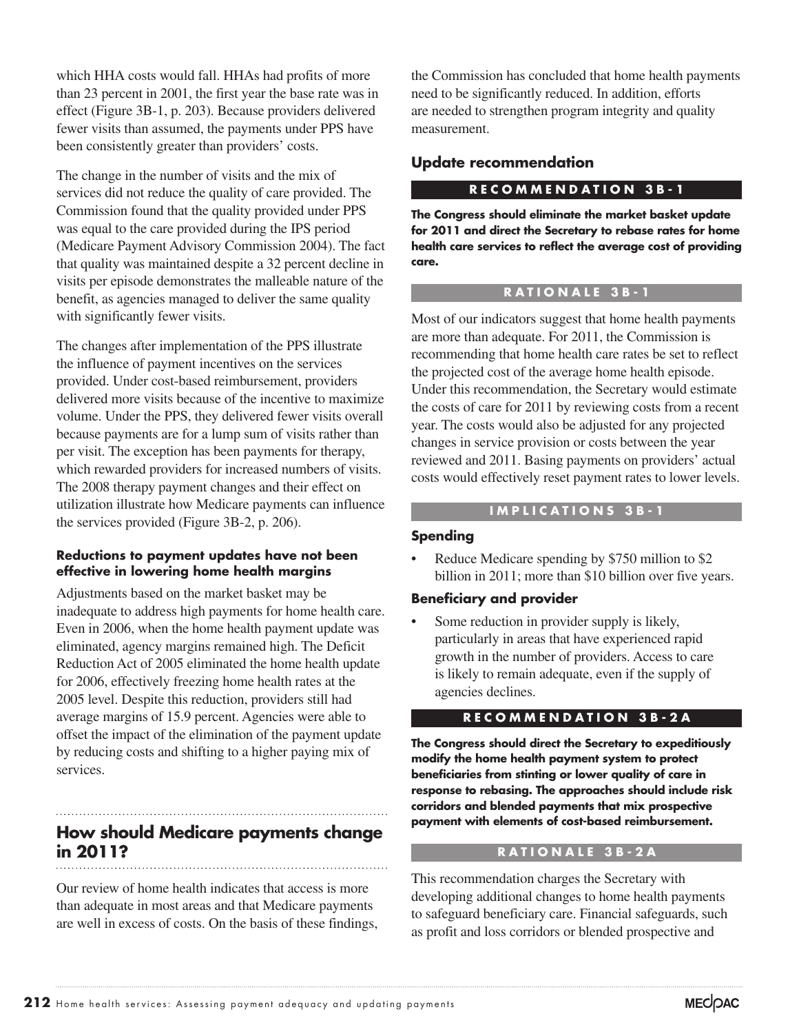which HHA costs would fall. HHAs had profits of more than 23 percent in 2001, the first year the base rate was in effect (Figure 3B-1, p. 203). Because providers delivered fewer visits than assumed, the payments under PPS have been consistently greater than providers' costs.

The change in the number of visits and the mix of services did not reduce the quality of care provided. The Commission found that the quality provided under PPS was equal to the care provided during the IPS period (Medicare Payment Advisory Commission 2004). The fact that quality was maintained despite a 32 percent decline in visits per episode demonstrates the malleable nature of the benefit, as agencies managed to deliver the same quality with significantly fewer visits.

The changes after implementation of the PPS illustrate the influence of payment incentives on the services provided. Under cost-based reimbursement, providers delivered more visits because of the incentive to maximize volume. Under the PPS, they delivered fewer visits overall because payments are for a lump sum of visits rather than per visit. The exception has been payments for therapy, which rewarded providers for increased numbers of visits. The 2008 therapy payment changes and their effect on utilization illustrate how Medicare payments can influence the services provided (Figure 3B-2, p. 206).

#### Reductions to payment updates have not been effective in lowering home health margins

Adjustments based on the market basket may be inadequate to address high payments for home health care. Even in 2006, when the home health payment update was eliminated, agency margins remained high. The Deficit Reduction Act of 2005 eliminated the home health update for 2006, effectively freezing home health rates at the 2005 level. Despite this reduction, providers still had average margins of 15.9 percent. Agencies were able to offset the impact of the elimination of the payment update by reducing costs and shifting to a higher paying mix of services.

## How should Medicare payments change in 2011?

Our review of home health indicates that access is more than adequate in most areas and that Medicare payments are well in excess of costs. On the basis of these findings, the Commission has concluded that home health payments need to be significantly reduced. In addition, efforts are needed to strengthen program integrity and quality measurement.

### Update recommendation

**RECOMMENDATION 3B-1**

**The Congress should eliminate the market basket update for 2011 and direct the Secretary to rebase rates for home health care services to reflect the average cost of providing care.**

**RATIONALE 3B-1**

Most of our indicators suggest that home health payments are more than adequate. For 2011, the Commission is recommending that home health care rates be set to reflect the projected cost of the average home health episode. Under this recommendation, the Secretary would estimate the costs of care for 2011 by reviewing costs from a recent year. The costs would also be adjusted for any projected changes in service provision or costs between the year reviewed and 2011. Basing payments on providers' actual costs would effectively reset payment rates to lower levels.

**IMPLICATIONS 3B-1**

#### Spending

- Reduce Medicare spending by $750 million to $2 billion in 2011; more than $10 billion over five years.

#### Beneficiary and provider

- Some reduction in provider supply is likely, particularly in areas that have experienced rapid growth in the number of providers. Access to care is likely to remain adequate, even if the supply of agencies declines.

**RECOMMENDATION 3B-2A**

**The Congress should direct the Secretary to expeditiously modify the home health payment system to protect beneficiaries from stinting or lower quality of care in response to rebasing. The approaches should include risk corridors and blended payments that mix prospective payment with elements of cost-based reimbursement.**

**RATIONALE 3B-2A**

This recommendation charges the Secretary with developing additional changes to home health payments to safeguard beneficiary care. Financial safeguards, such as profit and loss corridors or blended prospective and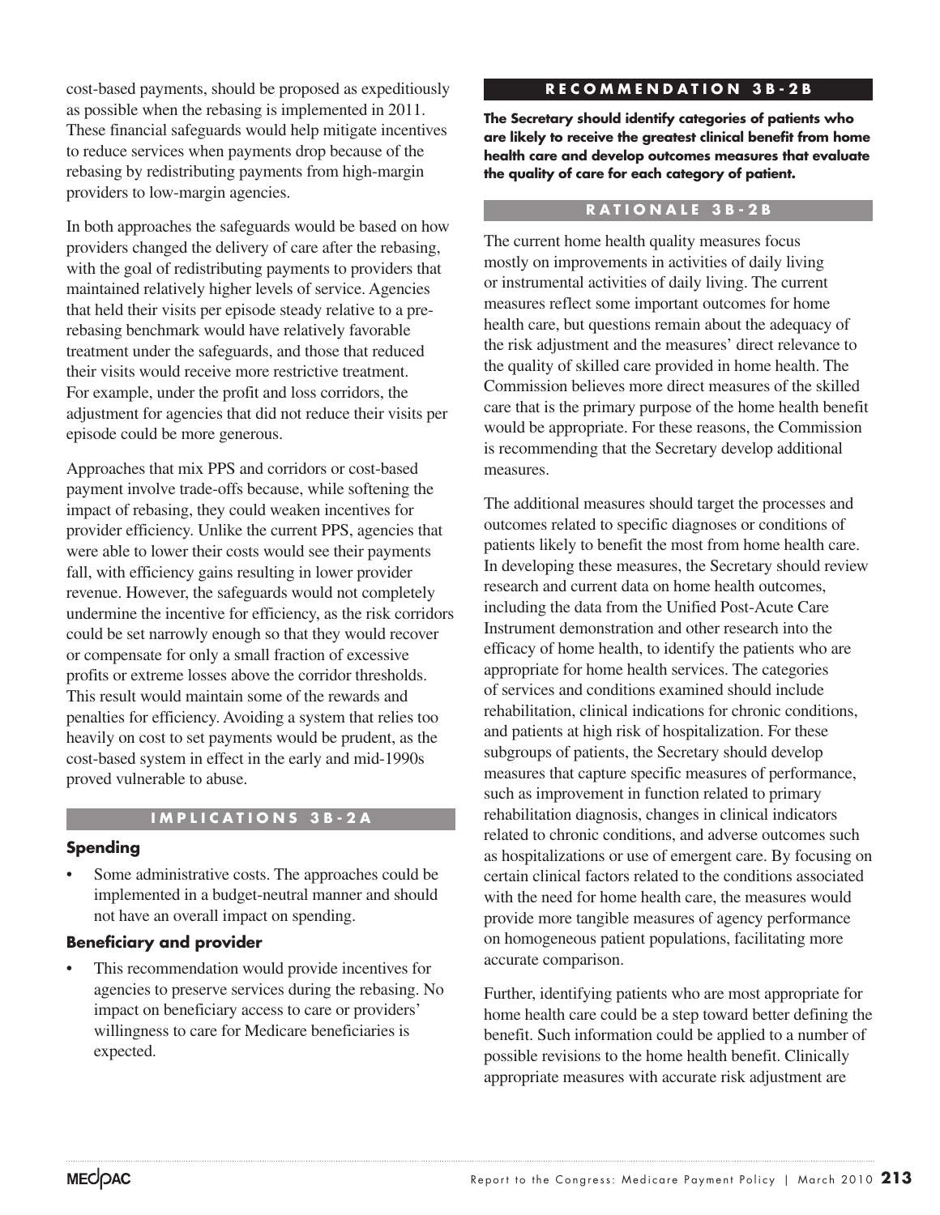cost-based payments, should be proposed as expeditiously as possible when the rebasing is implemented in 2011. These financial safeguards would help mitigate incentives to reduce services when payments drop because of the rebasing by redistributing payments from high-margin providers to low-margin agencies.

In both approaches the safeguards would be based on how providers changed the delivery of care after the rebasing, with the goal of redistributing payments to providers that maintained relatively higher levels of service. Agencies that held their visits per episode steady relative to a pre-rebasing benchmark would have relatively favorable treatment under the safeguards, and those that reduced their visits would receive more restrictive treatment. For example, under the profit and loss corridors, the adjustment for agencies that did not reduce their visits per episode could be more generous.

Approaches that mix PPS and corridors or cost-based payment involve trade-offs because, while softening the impact of rebasing, they could weaken incentives for provider efficiency. Unlike the current PPS, agencies that were able to lower their costs would see their payments fall, with efficiency gains resulting in lower provider revenue. However, the safeguards would not completely undermine the incentive for efficiency, as the risk corridors could be set narrowly enough so that they would recover or compensate for only a small fraction of excessive profits or extreme losses above the corridor thresholds. This result would maintain some of the rewards and penalties for efficiency. Avoiding a system that relies too heavily on cost to set payments would be prudent, as the cost-based system in effect in the early and mid-1990s proved vulnerable to abuse.

## IMPLICATIONS 3B-2A

### Spending

- Some administrative costs. The approaches could be implemented in a budget-neutral manner and should not have an overall impact on spending.

### Beneficiary and provider

- This recommendation would provide incentives for agencies to preserve services during the rebasing. No impact on beneficiary access to care or providers' willingness to care for Medicare beneficiaries is expected.

## RECOMMENDATION 3B-2B

**The Secretary should identify categories of patients who are likely to receive the greatest clinical benefit from home health care and develop outcomes measures that evaluate the quality of care for each category of patient.**

## RATIONALE 3B-2B

The current home health quality measures focus mostly on improvements in activities of daily living or instrumental activities of daily living. The current measures reflect some important outcomes for home health care, but questions remain about the adequacy of the risk adjustment and the measures' direct relevance to the quality of skilled care provided in home health. The Commission believes more direct measures of the skilled care that is the primary purpose of the home health benefit would be appropriate. For these reasons, the Commission is recommending that the Secretary develop additional measures.

The additional measures should target the processes and outcomes related to specific diagnoses or conditions of patients likely to benefit the most from home health care. In developing these measures, the Secretary should review research and current data on home health outcomes, including the data from the Unified Post-Acute Care Instrument demonstration and other research into the efficacy of home health, to identify the patients who are appropriate for home health services. The categories of services and conditions examined should include rehabilitation, clinical indications for chronic conditions, and patients at high risk of hospitalization. For these subgroups of patients, the Secretary should develop measures that capture specific measures of performance, such as improvement in function related to primary rehabilitation diagnosis, changes in clinical indicators related to chronic conditions, and adverse outcomes such as hospitalizations or use of emergent care. By focusing on certain clinical factors related to the conditions associated with the need for home health care, the measures would provide more tangible measures of agency performance on homogeneous patient populations, facilitating more accurate comparison.

Further, identifying patients who are most appropriate for home health care could be a step toward better defining the benefit. Such information could be applied to a number of possible revisions to the home health benefit. Clinically appropriate measures with accurate risk adjustment are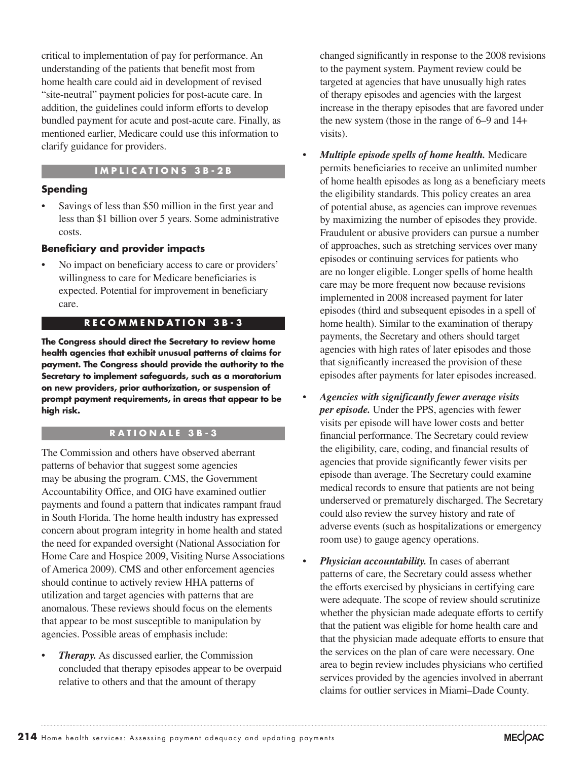critical to implementation of pay for performance. An understanding of the patients that benefit most from home health care could aid in development of revised "site-neutral" payment policies for post-acute care. In addition, the guidelines could inform efforts to develop bundled payment for acute and post-acute care. Finally, as mentioned earlier, Medicare could use this information to clarify guidance for providers.

### IMPLICATIONS 3B-2B

**Spending**

- Savings of less than $50 million in the first year and less than $1 billion over 5 years. Some administrative costs.

**Beneficiary and provider impacts**

- No impact on beneficiary access to care or providers' willingness to care for Medicare beneficiaries is expected. Potential for improvement in beneficiary care.

### RECOMMENDATION 3B-3

**The Congress should direct the Secretary to review home health agencies that exhibit unusual patterns of claims for payment. The Congress should provide the authority to the Secretary to implement safeguards, such as a moratorium on new providers, prior authorization, or suspension of prompt payment requirements, in areas that appear to be high risk.**

### RATIONALE 3B-3

The Commission and others have observed aberrant patterns of behavior that suggest some agencies may be abusing the program. CMS, the Government Accountability Office, and OIG have examined outlier payments and found a pattern that indicates rampant fraud in South Florida. The home health industry has expressed concern about program integrity in home health and stated the need for expanded oversight (National Association for Home Care and Hospice 2009, Visiting Nurse Associations of America 2009). CMS and other enforcement agencies should continue to actively review HHA patterns of utilization and target agencies with patterns that are anomalous. These reviews should focus on the elements that appear to be most susceptible to manipulation by agencies. Possible areas of emphasis include:

- ***Therapy.*** As discussed earlier, the Commission concluded that therapy episodes appear to be overpaid relative to others and that the amount of therapy changed significantly in response to the 2008 revisions to the payment system. Payment review could be targeted at agencies that have unusually high rates of therapy episodes and agencies with the largest increase in the therapy episodes that are favored under the new system (those in the range of 6–9 and 14+ visits).
- ***Multiple episode spells of home health.*** Medicare permits beneficiaries to receive an unlimited number of home health episodes as long as a beneficiary meets the eligibility standards. This policy creates an area of potential abuse, as agencies can improve revenues by maximizing the number of episodes they provide. Fraudulent or abusive providers can pursue a number of approaches, such as stretching services over many episodes or continuing services for patients who are no longer eligible. Longer spells of home health care may be more frequent now because revisions implemented in 2008 increased payment for later episodes (third and subsequent episodes in a spell of home health). Similar to the examination of therapy payments, the Secretary and others should target agencies with high rates of later episodes and those that significantly increased the provision of these episodes after payments for later episodes increased.
- ***Agencies with significantly fewer average visits per episode.*** Under the PPS, agencies with fewer visits per episode will have lower costs and better financial performance. The Secretary could review the eligibility, care, coding, and financial results of agencies that provide significantly fewer visits per episode than average. The Secretary could examine medical records to ensure that patients are not being underserved or prematurely discharged. The Secretary could also review the survey history and rate of adverse events (such as hospitalizations or emergency room use) to gauge agency operations.
- ***Physician accountability.*** In cases of aberrant patterns of care, the Secretary could assess whether the efforts exercised by physicians in certifying care were adequate. The scope of review should scrutinize whether the physician made adequate efforts to certify that the patient was eligible for home health care and that the physician made adequate efforts to ensure that the services on the plan of care were necessary. One area to begin review includes physicians who certified services provided by the agencies involved in aberrant claims for outlier services in Miami–Dade County.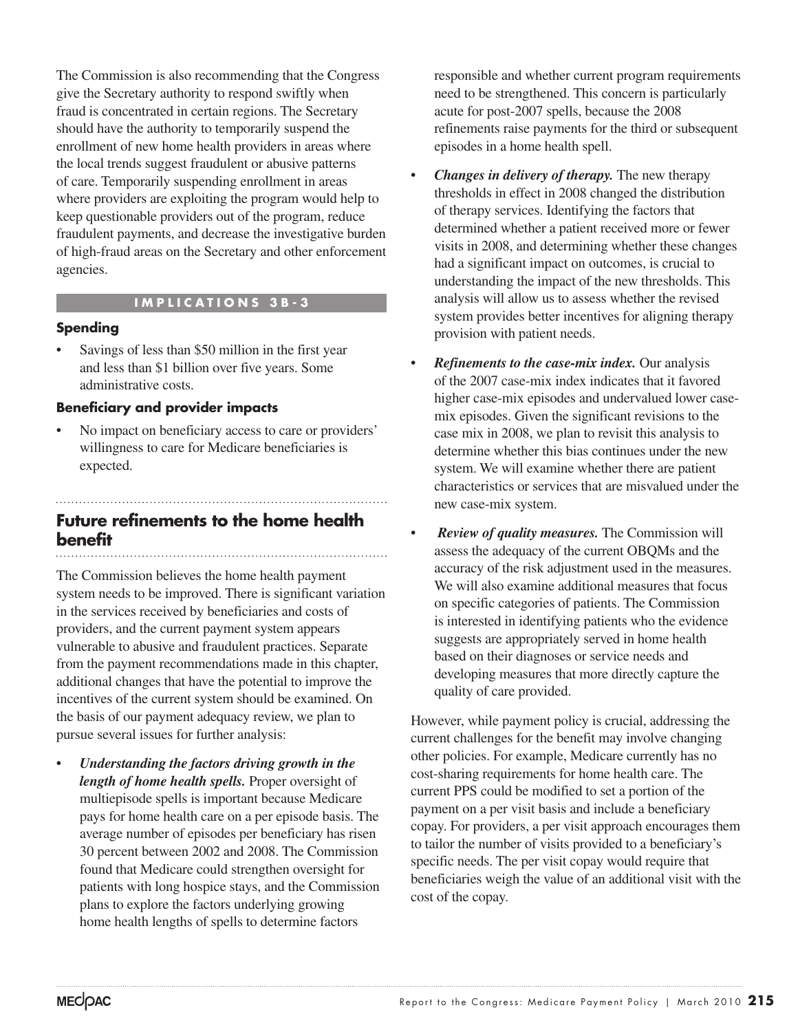The Commission is also recommending that the Congress give the Secretary authority to respond swiftly when fraud is concentrated in certain regions. The Secretary should have the authority to temporarily suspend the enrollment of new home health providers in areas where the local trends suggest fraudulent or abusive patterns of care. Temporarily suspending enrollment in areas where providers are exploiting the program would help to keep questionable providers out of the program, reduce fraudulent payments, and decrease the investigative burden of high-fraud areas on the Secretary and other enforcement agencies.

**IMPLICATIONS 3B-3**

**Spending**

- Savings of less than $50 million in the first year and less than $1 billion over five years. Some administrative costs.

**Beneficiary and provider impacts**

- No impact on beneficiary access to care or providers' willingness to care for Medicare beneficiaries is expected.

## Future refinements to the home health benefit

The Commission believes the home health payment system needs to be improved. There is significant variation in the services received by beneficiaries and costs of providers, and the current payment system appears vulnerable to abusive and fraudulent practices. Separate from the payment recommendations made in this chapter, additional changes that have the potential to improve the incentives of the current system should be examined. On the basis of our payment adequacy review, we plan to pursue several issues for further analysis:

- ***Understanding the factors driving growth in the length of home health spells.*** Proper oversight of multiepisode spells is important because Medicare pays for home health care on a per episode basis. The average number of episodes per beneficiary has risen 30 percent between 2002 and 2008. The Commission found that Medicare could strengthen oversight for patients with long hospice stays, and the Commission plans to explore the factors underlying growing home health lengths of spells to determine factors responsible and whether current program requirements need to be strengthened. This concern is particularly acute for post-2007 spells, because the 2008 refinements raise payments for the third or subsequent episodes in a home health spell.
- ***Changes in delivery of therapy.*** The new therapy thresholds in effect in 2008 changed the distribution of therapy services. Identifying the factors that determined whether a patient received more or fewer visits in 2008, and determining whether these changes had a significant impact on outcomes, is crucial to understanding the impact of the new thresholds. This analysis will allow us to assess whether the revised system provides better incentives for aligning therapy provision with patient needs.
- ***Refinements to the case-mix index.*** Our analysis of the 2007 case-mix index indicates that it favored higher case-mix episodes and undervalued lower case-mix episodes. Given the significant revisions to the case mix in 2008, we plan to revisit this analysis to determine whether this bias continues under the new system. We will examine whether there are patient characteristics or services that are misvalued under the new case-mix system.
- ***Review of quality measures.*** The Commission will assess the adequacy of the current OBQMs and the accuracy of the risk adjustment used in the measures. We will also examine additional measures that focus on specific categories of patients. The Commission is interested in identifying patients who the evidence suggests are appropriately served in home health based on their diagnoses or service needs and developing measures that more directly capture the quality of care provided.

However, while payment policy is crucial, addressing the current challenges for the benefit may involve changing other policies. For example, Medicare currently has no cost-sharing requirements for home health care. The current PPS could be modified to set a portion of the payment on a per visit basis and include a beneficiary copay. For providers, a per visit approach encourages them to tailor the number of visits provided to a beneficiary's specific needs. The per visit copay would require that beneficiaries weigh the value of an additional visit with the cost of the copay.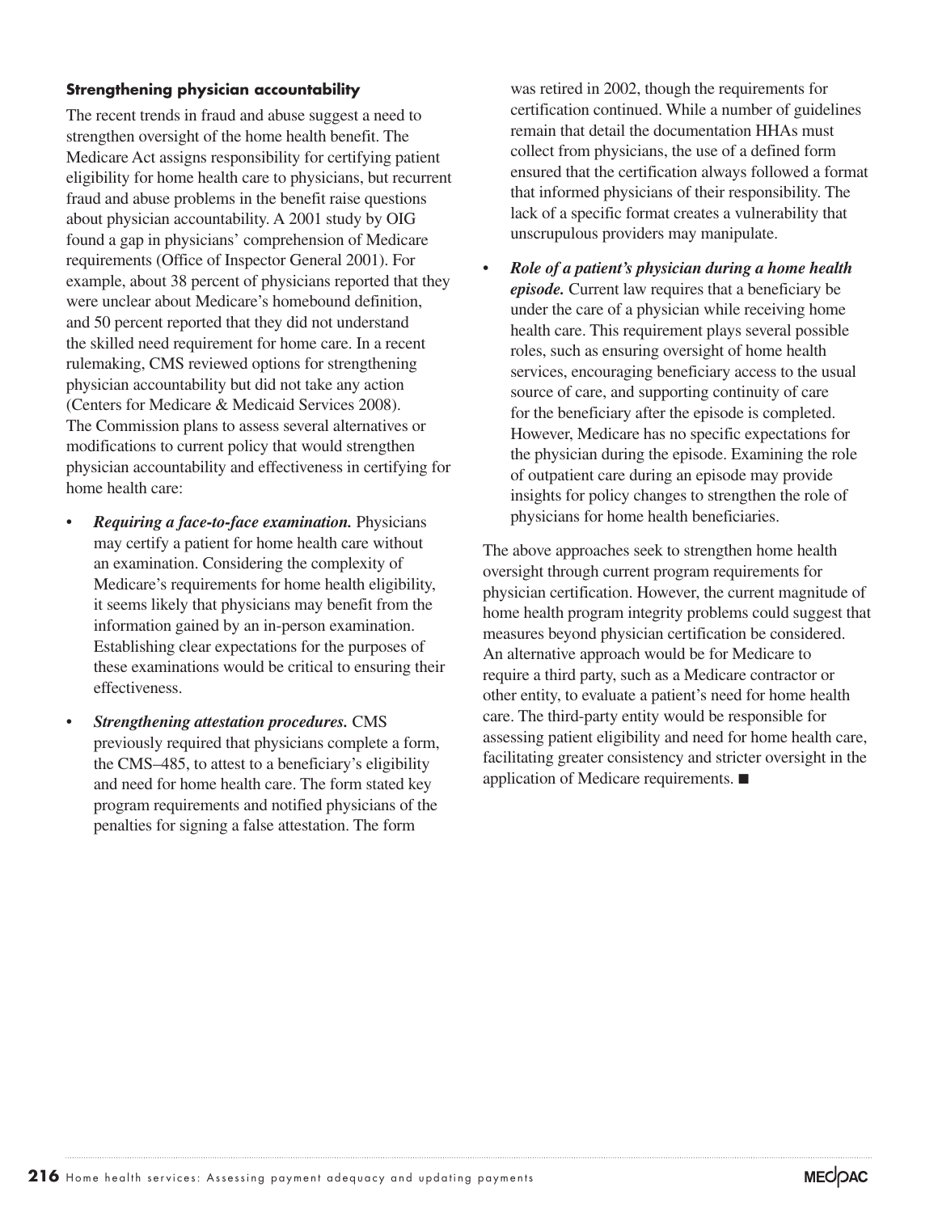### Strengthening physician accountability

The recent trends in fraud and abuse suggest a need to strengthen oversight of the home health benefit. The Medicare Act assigns responsibility for certifying patient eligibility for home health care to physicians, but recurrent fraud and abuse problems in the benefit raise questions about physician accountability. A 2001 study by OIG found a gap in physicians' comprehension of Medicare requirements (Office of Inspector General 2001). For example, about 38 percent of physicians reported that they were unclear about Medicare's homebound definition, and 50 percent reported that they did not understand the skilled need requirement for home care. In a recent rulemaking, CMS reviewed options for strengthening physician accountability but did not take any action (Centers for Medicare & Medicaid Services 2008). The Commission plans to assess several alternatives or modifications to current policy that would strengthen physician accountability and effectiveness in certifying for home health care:

- ***Requiring a face-to-face examination.*** Physicians may certify a patient for home health care without an examination. Considering the complexity of Medicare's requirements for home health eligibility, it seems likely that physicians may benefit from the information gained by an in-person examination. Establishing clear expectations for the purposes of these examinations would be critical to ensuring their effectiveness.
- ***Strengthening attestation procedures.*** CMS previously required that physicians complete a form, the CMS–485, to attest to a beneficiary's eligibility and need for home health care. The form stated key program requirements and notified physicians of the penalties for signing a false attestation. The form was retired in 2002, though the requirements for certification continued. While a number of guidelines remain that detail the documentation HHAs must collect from physicians, the use of a defined form ensured that the certification always followed a format that informed physicians of their responsibility. The lack of a specific format creates a vulnerability that unscrupulous providers may manipulate.
- ***Role of a patient's physician during a home health episode.*** Current law requires that a beneficiary be under the care of a physician while receiving home health care. This requirement plays several possible roles, such as ensuring oversight of home health services, encouraging beneficiary access to the usual source of care, and supporting continuity of care for the beneficiary after the episode is completed. However, Medicare has no specific expectations for the physician during the episode. Examining the role of outpatient care during an episode may provide insights for policy changes to strengthen the role of physicians for home health beneficiaries.

The above approaches seek to strengthen home health oversight through current program requirements for physician certification. However, the current magnitude of home health program integrity problems could suggest that measures beyond physician certification be considered. An alternative approach would be for Medicare to require a third party, such as a Medicare contractor or other entity, to evaluate a patient's need for home health care. The third-party entity would be responsible for assessing patient eligibility and need for home health care, facilitating greater consistency and stricter oversight in the application of Medicare requirements. ■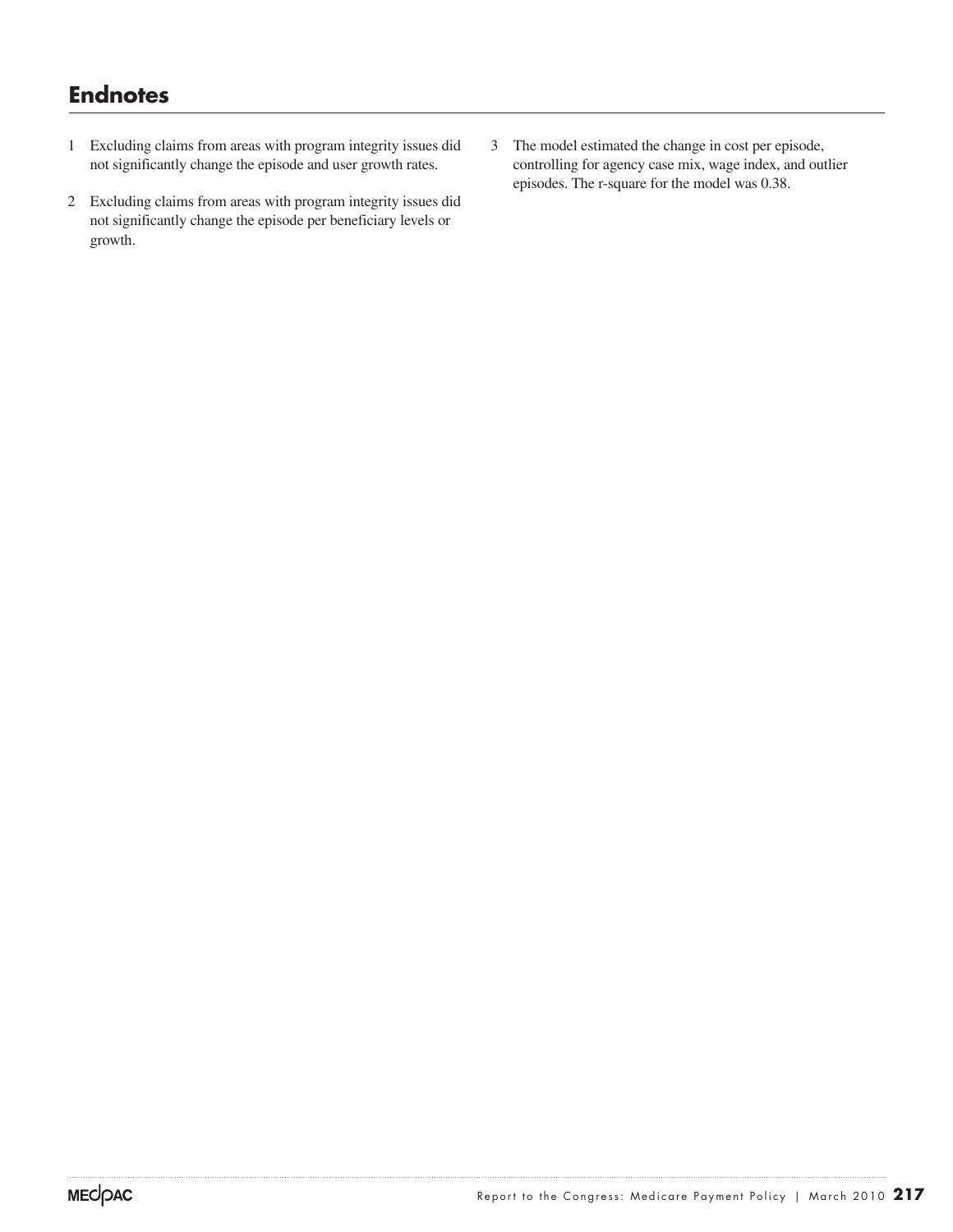# Endnotes

1 Excluding claims from areas with program integrity issues did not significantly change the episode and user growth rates.

2 Excluding claims from areas with program integrity issues did not significantly change the episode per beneficiary levels or growth.

3 The model estimated the change in cost per episode, controlling for agency case mix, wage index, and outlier episodes. The r-square for the model was 0.38.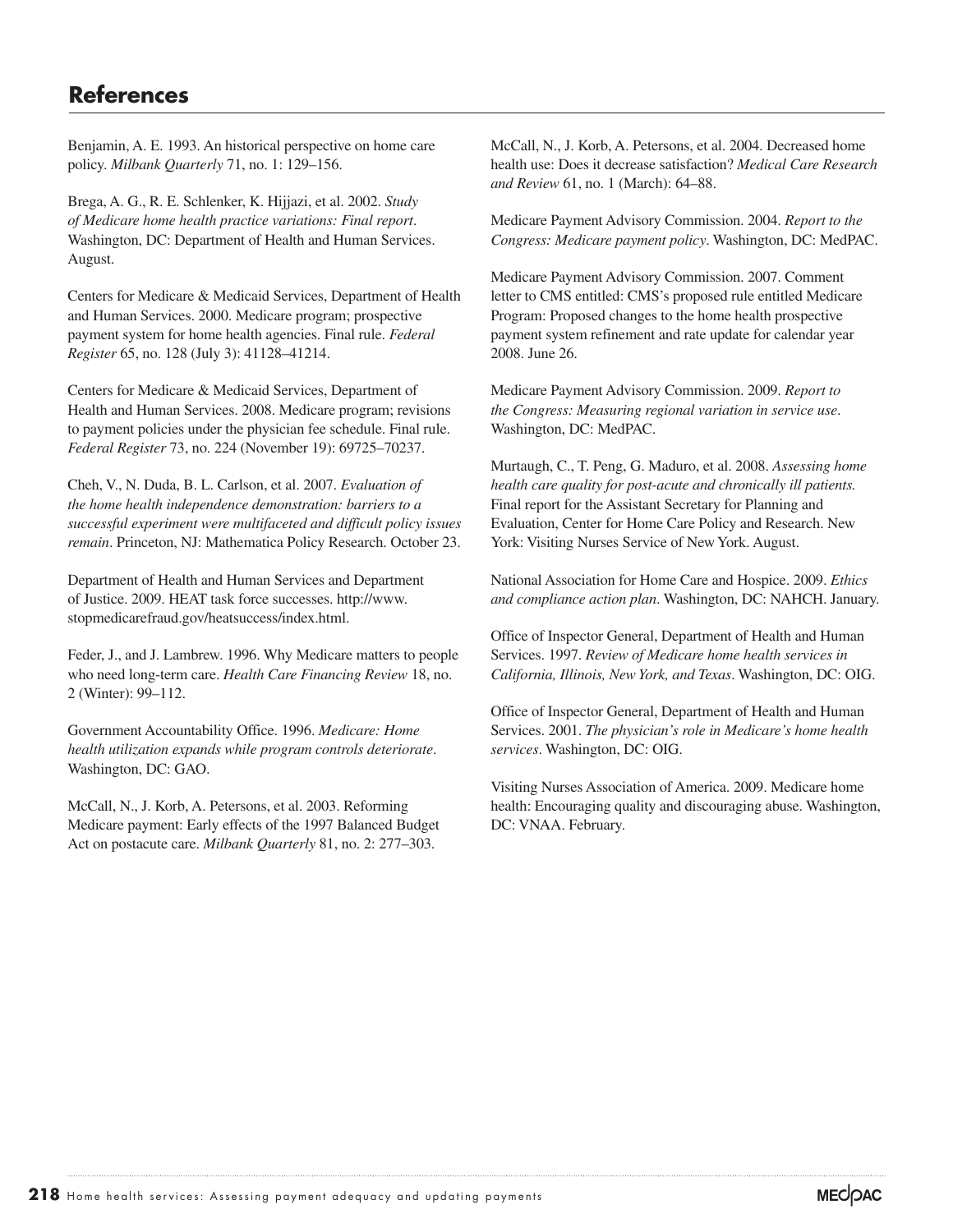## References

Benjamin, A. E. 1993. An historical perspective on home care policy. *Milbank Quarterly* 71, no. 1: 129–156.

Brega, A. G., R. E. Schlenker, K. Hijjazi, et al. 2002. *Study of Medicare home health practice variations: Final report*. Washington, DC: Department of Health and Human Services. August.

Centers for Medicare & Medicaid Services, Department of Health and Human Services. 2000. Medicare program; prospective payment system for home health agencies. Final rule. *Federal Register* 65, no. 128 (July 3): 41128–41214.

Centers for Medicare & Medicaid Services, Department of Health and Human Services. 2008. Medicare program; revisions to payment policies under the physician fee schedule. Final rule. *Federal Register* 73, no. 224 (November 19): 69725–70237.

Cheh, V., N. Duda, B. L. Carlson, et al. 2007. *Evaluation of the home health independence demonstration: barriers to a successful experiment were multifaceted and difficult policy issues remain*. Princeton, NJ: Mathematica Policy Research. October 23.

Department of Health and Human Services and Department of Justice. 2009. HEAT task force successes. http://www.stopmedicarefraud.gov/heatsuccess/index.html.

Feder, J., and J. Lambrew. 1996. Why Medicare matters to people who need long-term care. *Health Care Financing Review* 18, no. 2 (Winter): 99–112.

Government Accountability Office. 1996. *Medicare: Home health utilization expands while program controls deteriorate*. Washington, DC: GAO.

McCall, N., J. Korb, A. Petersons, et al. 2003. Reforming Medicare payment: Early effects of the 1997 Balanced Budget Act on postacute care. *Milbank Quarterly* 81, no. 2: 277–303.

McCall, N., J. Korb, A. Petersons, et al. 2004. Decreased home health use: Does it decrease satisfaction? *Medical Care Research and Review* 61, no. 1 (March): 64–88.

Medicare Payment Advisory Commission. 2004. *Report to the Congress: Medicare payment policy*. Washington, DC: MedPAC.

Medicare Payment Advisory Commission. 2007. Comment letter to CMS entitled: CMS's proposed rule entitled Medicare Program: Proposed changes to the home health prospective payment system refinement and rate update for calendar year 2008. June 26.

Medicare Payment Advisory Commission. 2009. *Report to the Congress: Measuring regional variation in service use*. Washington, DC: MedPAC.

Murtaugh, C., T. Peng, G. Maduro, et al. 2008. *Assessing home health care quality for post-acute and chronically ill patients.* Final report for the Assistant Secretary for Planning and Evaluation, Center for Home Care Policy and Research. New York: Visiting Nurses Service of New York. August.

National Association for Home Care and Hospice. 2009. *Ethics and compliance action plan*. Washington, DC: NAHCH. January.

Office of Inspector General, Department of Health and Human Services. 1997. *Review of Medicare home health services in California, Illinois, New York, and Texas*. Washington, DC: OIG.

Office of Inspector General, Department of Health and Human Services. 2001. *The physician's role in Medicare's home health services*. Washington, DC: OIG.

Visiting Nurses Association of America. 2009. Medicare home health: Encouraging quality and discouraging abuse. Washington, DC: VNAA. February.